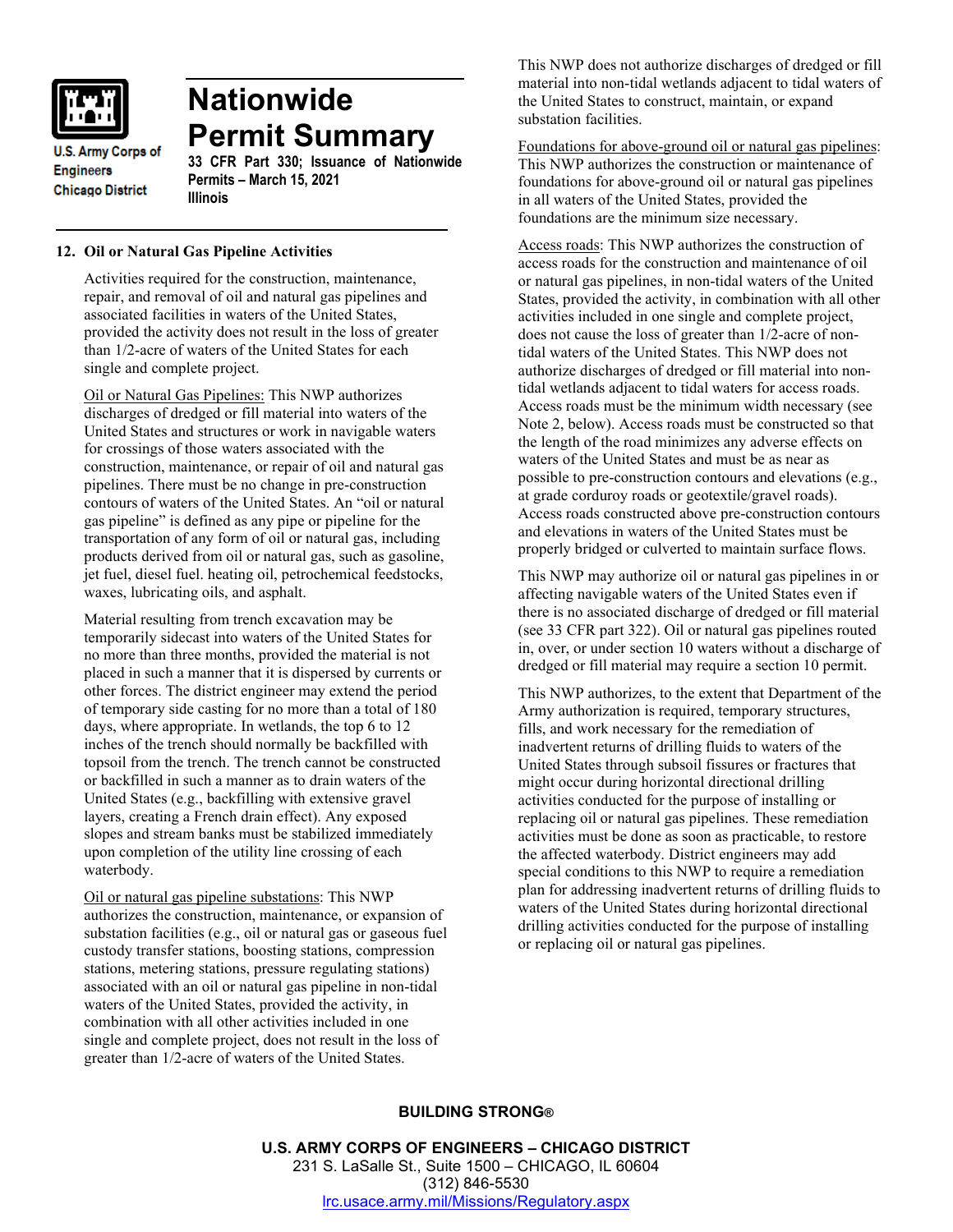U.S. Army Corps of Engineers
Chicago District

# Nationwide Permit Summary

**33 CFR Part 330; Issuance of Nationwide Permits – March 15, 2021**
**Illinois**

## 12. Oil or Natural Gas Pipeline Activities

Activities required for the construction, maintenance, repair, and removal of oil and natural gas pipelines and associated facilities in waters of the United States, provided the activity does not result in the loss of greater than 1/2-acre of waters of the United States for each single and complete project.

Oil or Natural Gas Pipelines: This NWP authorizes discharges of dredged or fill material into waters of the United States and structures or work in navigable waters for crossings of those waters associated with the construction, maintenance, or repair of oil and natural gas pipelines. There must be no change in pre-construction contours of waters of the United States. An "oil or natural gas pipeline" is defined as any pipe or pipeline for the transportation of any form of oil or natural gas, including products derived from oil or natural gas, such as gasoline, jet fuel, diesel fuel. heating oil, petrochemical feedstocks, waxes, lubricating oils, and asphalt.

Material resulting from trench excavation may be temporarily sidecast into waters of the United States for no more than three months, provided the material is not placed in such a manner that it is dispersed by currents or other forces. The district engineer may extend the period of temporary side casting for no more than a total of 180 days, where appropriate. In wetlands, the top 6 to 12 inches of the trench should normally be backfilled with topsoil from the trench. The trench cannot be constructed or backfilled in such a manner as to drain waters of the United States (e.g., backfilling with extensive gravel layers, creating a French drain effect). Any exposed slopes and stream banks must be stabilized immediately upon completion of the utility line crossing of each waterbody.

Oil or natural gas pipeline substations: This NWP authorizes the construction, maintenance, or expansion of substation facilities (e.g., oil or natural gas or gaseous fuel custody transfer stations, boosting stations, compression stations, metering stations, pressure regulating stations) associated with an oil or natural gas pipeline in non-tidal waters of the United States, provided the activity, in combination with all other activities included in one single and complete project, does not result in the loss of greater than 1/2-acre of waters of the United States. This NWP does not authorize discharges of dredged or fill material into non-tidal wetlands adjacent to tidal waters of the United States to construct, maintain, or expand substation facilities.

Foundations for above-ground oil or natural gas pipelines: This NWP authorizes the construction or maintenance of foundations for above-ground oil or natural gas pipelines in all waters of the United States, provided the foundations are the minimum size necessary.

Access roads: This NWP authorizes the construction of access roads for the construction and maintenance of oil or natural gas pipelines, in non-tidal waters of the United States, provided the activity, in combination with all other activities included in one single and complete project, does not cause the loss of greater than 1/2-acre of non-tidal waters of the United States. This NWP does not authorize discharges of dredged or fill material into non-tidal wetlands adjacent to tidal waters for access roads. Access roads must be the minimum width necessary (see Note 2, below). Access roads must be constructed so that the length of the road minimizes any adverse effects on waters of the United States and must be as near as possible to pre-construction contours and elevations (e.g., at grade corduroy roads or geotextile/gravel roads). Access roads constructed above pre-construction contours and elevations in waters of the United States must be properly bridged or culverted to maintain surface flows.

This NWP may authorize oil or natural gas pipelines in or affecting navigable waters of the United States even if there is no associated discharge of dredged or fill material (see 33 CFR part 322). Oil or natural gas pipelines routed in, over, or under section 10 waters without a discharge of dredged or fill material may require a section 10 permit.

This NWP authorizes, to the extent that Department of the Army authorization is required, temporary structures, fills, and work necessary for the remediation of inadvertent returns of drilling fluids to waters of the United States through subsoil fissures or fractures that might occur during horizontal directional drilling activities conducted for the purpose of installing or replacing oil or natural gas pipelines. These remediation activities must be done as soon as practicable, to restore the affected waterbody. District engineers may add special conditions to this NWP to require a remediation plan for addressing inadvertent returns of drilling fluids to waters of the United States during horizontal directional drilling activities conducted for the purpose of installing or replacing oil or natural gas pipelines.

**BUILDING STRONG®**

**U.S. ARMY CORPS OF ENGINEERS – CHICAGO DISTRICT**
231 S. LaSalle St., Suite 1500 – CHICAGO, IL 60604
(312) 846-5530
lrc.usace.army.mil/Missions/Regulatory.aspx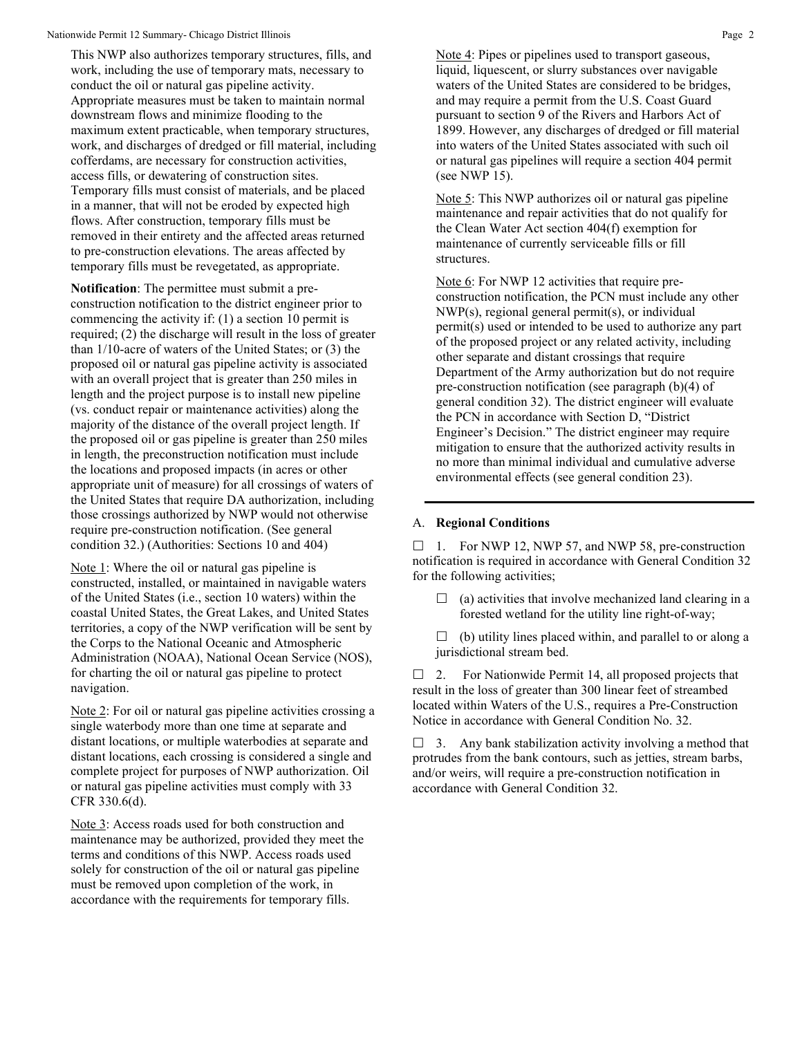This NWP also authorizes temporary structures, fills, and work, including the use of temporary mats, necessary to conduct the oil or natural gas pipeline activity. Appropriate measures must be taken to maintain normal downstream flows and minimize flooding to the maximum extent practicable, when temporary structures, work, and discharges of dredged or fill material, including cofferdams, are necessary for construction activities, access fills, or dewatering of construction sites. Temporary fills must consist of materials, and be placed in a manner, that will not be eroded by expected high flows. After construction, temporary fills must be removed in their entirety and the affected areas returned to pre-construction elevations. The areas affected by temporary fills must be revegetated, as appropriate.

**Notification**: The permittee must submit a pre-construction notification to the district engineer prior to commencing the activity if: (1) a section 10 permit is required; (2) the discharge will result in the loss of greater than 1/10-acre of waters of the United States; or (3) the proposed oil or natural gas pipeline activity is associated with an overall project that is greater than 250 miles in length and the project purpose is to install new pipeline (vs. conduct repair or maintenance activities) along the majority of the distance of the overall project length. If the proposed oil or gas pipeline is greater than 250 miles in length, the preconstruction notification must include the locations and proposed impacts (in acres or other appropriate unit of measure) for all crossings of waters of the United States that require DA authorization, including those crossings authorized by NWP would not otherwise require pre-construction notification. (See general condition 32.) (Authorities: Sections 10 and 404)

Note 1: Where the oil or natural gas pipeline is constructed, installed, or maintained in navigable waters of the United States (i.e., section 10 waters) within the coastal United States, the Great Lakes, and United States territories, a copy of the NWP verification will be sent by the Corps to the National Oceanic and Atmospheric Administration (NOAA), National Ocean Service (NOS), for charting the oil or natural gas pipeline to protect navigation.

Note 2: For oil or natural gas pipeline activities crossing a single waterbody more than one time at separate and distant locations, or multiple waterbodies at separate and distant locations, each crossing is considered a single and complete project for purposes of NWP authorization. Oil or natural gas pipeline activities must comply with 33 CFR 330.6(d).

Note 3: Access roads used for both construction and maintenance may be authorized, provided they meet the terms and conditions of this NWP. Access roads used solely for construction of the oil or natural gas pipeline must be removed upon completion of the work, in accordance with the requirements for temporary fills.

Note 4: Pipes or pipelines used to transport gaseous, liquid, liquescent, or slurry substances over navigable waters of the United States are considered to be bridges, and may require a permit from the U.S. Coast Guard pursuant to section 9 of the Rivers and Harbors Act of 1899. However, any discharges of dredged or fill material into waters of the United States associated with such oil or natural gas pipelines will require a section 404 permit (see NWP 15).

Note 5: This NWP authorizes oil or natural gas pipeline maintenance and repair activities that do not qualify for the Clean Water Act section 404(f) exemption for maintenance of currently serviceable fills or fill structures.

Note 6: For NWP 12 activities that require pre-construction notification, the PCN must include any other NWP(s), regional general permit(s), or individual permit(s) used or intended to be used to authorize any part of the proposed project or any related activity, including other separate and distant crossings that require Department of the Army authorization but do not require pre-construction notification (see paragraph (b)(4) of general condition 32). The district engineer will evaluate the PCN in accordance with Section D, "District Engineer's Decision." The district engineer may require mitigation to ensure that the authorized activity results in no more than minimal individual and cumulative adverse environmental effects (see general condition 23).

---

## A. Regional Conditions

☐ 1. For NWP 12, NWP 57, and NWP 58, pre-construction notification is required in accordance with General Condition 32 for the following activities;

- ☐ (a) activities that involve mechanized land clearing in a forested wetland for the utility line right-of-way;
- ☐ (b) utility lines placed within, and parallel to or along a jurisdictional stream bed.

☐ 2. For Nationwide Permit 14, all proposed projects that result in the loss of greater than 300 linear feet of streambed located within Waters of the U.S., requires a Pre-Construction Notice in accordance with General Condition No. 32.

☐ 3. Any bank stabilization activity involving a method that protrudes from the bank contours, such as jetties, stream barbs, and/or weirs, will require a pre-construction notification in accordance with General Condition 32.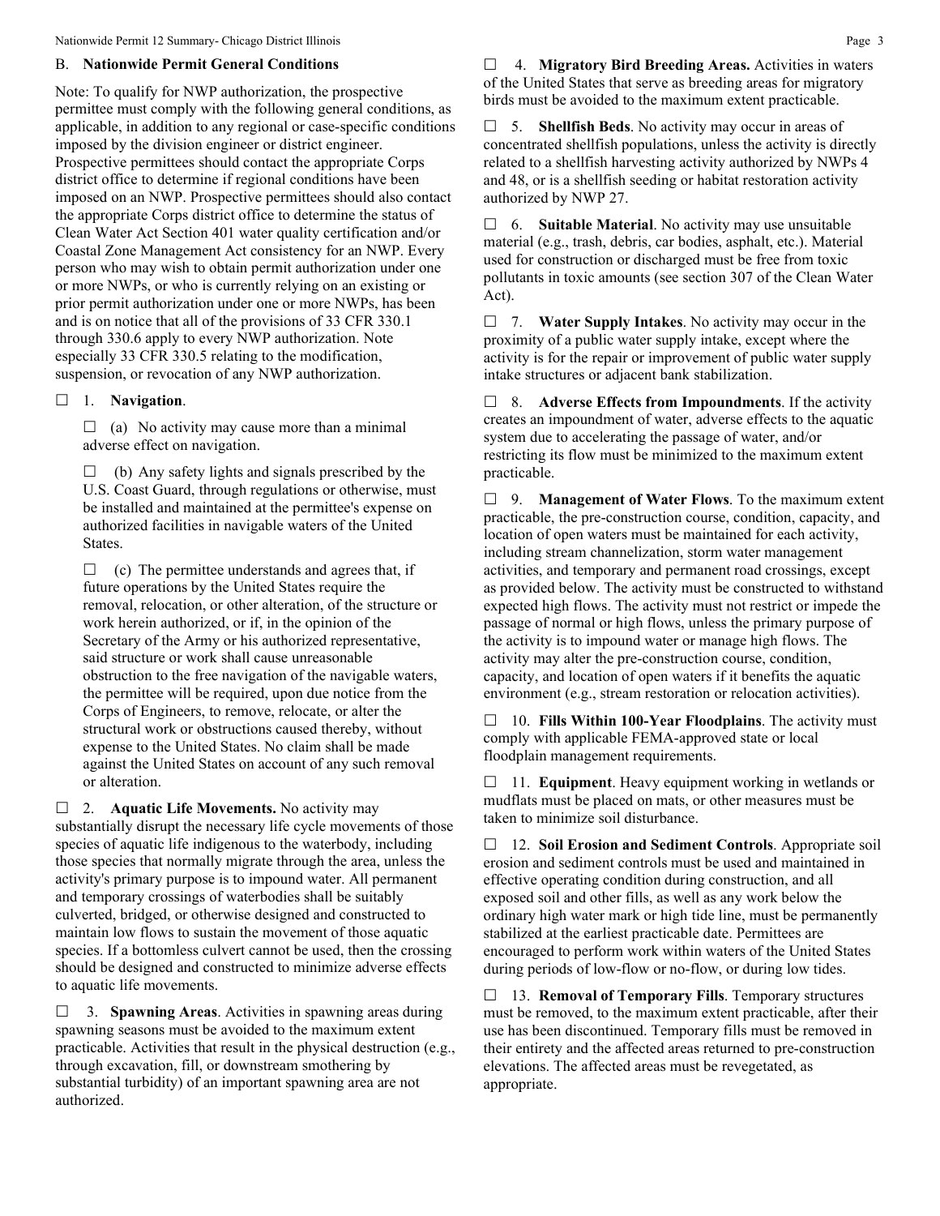## B. Nationwide Permit General Conditions

Note: To qualify for NWP authorization, the prospective permittee must comply with the following general conditions, as applicable, in addition to any regional or case-specific conditions imposed by the division engineer or district engineer. Prospective permittees should contact the appropriate Corps district office to determine if regional conditions have been imposed on an NWP. Prospective permittees should also contact the appropriate Corps district office to determine the status of Clean Water Act Section 401 water quality certification and/or Coastal Zone Management Act consistency for an NWP. Every person who may wish to obtain permit authorization under one or more NWPs, or who is currently relying on an existing or prior permit authorization under one or more NWPs, has been and is on notice that all of the provisions of 33 CFR 330.1 through 330.6 apply to every NWP authorization. Note especially 33 CFR 330.5 relating to the modification, suspension, or revocation of any NWP authorization.

☐ 1. **Navigation**.

☐ (a) No activity may cause more than a minimal adverse effect on navigation.

☐ (b) Any safety lights and signals prescribed by the U.S. Coast Guard, through regulations or otherwise, must be installed and maintained at the permittee's expense on authorized facilities in navigable waters of the United States.

☐ (c) The permittee understands and agrees that, if future operations by the United States require the removal, relocation, or other alteration, of the structure or work herein authorized, or if, in the opinion of the Secretary of the Army or his authorized representative, said structure or work shall cause unreasonable obstruction to the free navigation of the navigable waters, the permittee will be required, upon due notice from the Corps of Engineers, to remove, relocate, or alter the structural work or obstructions caused thereby, without expense to the United States. No claim shall be made against the United States on account of any such removal or alteration.

☐ 2. **Aquatic Life Movements.** No activity may substantially disrupt the necessary life cycle movements of those species of aquatic life indigenous to the waterbody, including those species that normally migrate through the area, unless the activity's primary purpose is to impound water. All permanent and temporary crossings of waterbodies shall be suitably culverted, bridged, or otherwise designed and constructed to maintain low flows to sustain the movement of those aquatic species. If a bottomless culvert cannot be used, then the crossing should be designed and constructed to minimize adverse effects to aquatic life movements.

☐ 3. **Spawning Areas**. Activities in spawning areas during spawning seasons must be avoided to the maximum extent practicable. Activities that result in the physical destruction (e.g., through excavation, fill, or downstream smothering by substantial turbidity) of an important spawning area are not authorized.

☐ 4. **Migratory Bird Breeding Areas.** Activities in waters of the United States that serve as breeding areas for migratory birds must be avoided to the maximum extent practicable.

☐ 5. **Shellfish Beds**. No activity may occur in areas of concentrated shellfish populations, unless the activity is directly related to a shellfish harvesting activity authorized by NWPs 4 and 48, or is a shellfish seeding or habitat restoration activity authorized by NWP 27.

☐ 6. **Suitable Material**. No activity may use unsuitable material (e.g., trash, debris, car bodies, asphalt, etc.). Material used for construction or discharged must be free from toxic pollutants in toxic amounts (see section 307 of the Clean Water Act).

☐ 7. **Water Supply Intakes**. No activity may occur in the proximity of a public water supply intake, except where the activity is for the repair or improvement of public water supply intake structures or adjacent bank stabilization.

☐ 8. **Adverse Effects from Impoundments**. If the activity creates an impoundment of water, adverse effects to the aquatic system due to accelerating the passage of water, and/or restricting its flow must be minimized to the maximum extent practicable.

☐ 9. **Management of Water Flows**. To the maximum extent practicable, the pre-construction course, condition, capacity, and location of open waters must be maintained for each activity, including stream channelization, storm water management activities, and temporary and permanent road crossings, except as provided below. The activity must be constructed to withstand expected high flows. The activity must not restrict or impede the passage of normal or high flows, unless the primary purpose of the activity is to impound water or manage high flows. The activity may alter the pre-construction course, condition, capacity, and location of open waters if it benefits the aquatic environment (e.g., stream restoration or relocation activities).

☐ 10. **Fills Within 100-Year Floodplains**. The activity must comply with applicable FEMA-approved state or local floodplain management requirements.

☐ 11. **Equipment**. Heavy equipment working in wetlands or mudflats must be placed on mats, or other measures must be taken to minimize soil disturbance.

☐ 12. **Soil Erosion and Sediment Controls**. Appropriate soil erosion and sediment controls must be used and maintained in effective operating condition during construction, and all exposed soil and other fills, as well as any work below the ordinary high water mark or high tide line, must be permanently stabilized at the earliest practicable date. Permittees are encouraged to perform work within waters of the United States during periods of low-flow or no-flow, or during low tides.

☐ 13. **Removal of Temporary Fills**. Temporary structures must be removed, to the maximum extent practicable, after their use has been discontinued. Temporary fills must be removed in their entirety and the affected areas returned to pre-construction elevations. The affected areas must be revegetated, as appropriate.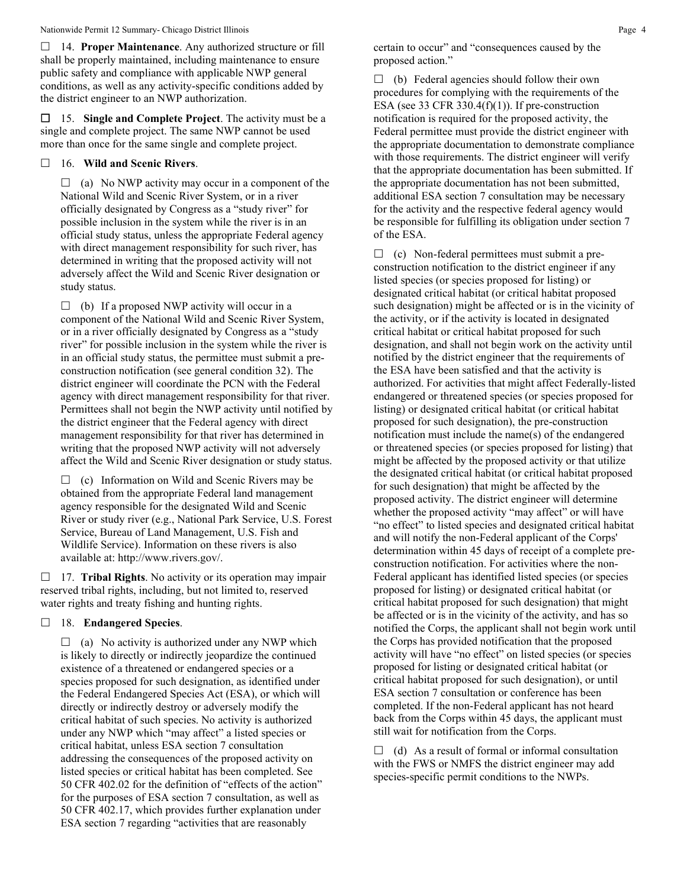☐ 14. **Proper Maintenance**. Any authorized structure or fill shall be properly maintained, including maintenance to ensure public safety and compliance with applicable NWP general conditions, as well as any activity-specific conditions added by the district engineer to an NWP authorization.

☐ 15. **Single and Complete Project**. The activity must be a single and complete project. The same NWP cannot be used more than once for the same single and complete project.

☐ 16. **Wild and Scenic Rivers**.

☐ (a) No NWP activity may occur in a component of the National Wild and Scenic River System, or in a river officially designated by Congress as a "study river" for possible inclusion in the system while the river is in an official study status, unless the appropriate Federal agency with direct management responsibility for such river, has determined in writing that the proposed activity will not adversely affect the Wild and Scenic River designation or study status.

☐ (b) If a proposed NWP activity will occur in a component of the National Wild and Scenic River System, or in a river officially designated by Congress as a "study river" for possible inclusion in the system while the river is in an official study status, the permittee must submit a pre-construction notification (see general condition 32). The district engineer will coordinate the PCN with the Federal agency with direct management responsibility for that river. Permittees shall not begin the NWP activity until notified by the district engineer that the Federal agency with direct management responsibility for that river has determined in writing that the proposed NWP activity will not adversely affect the Wild and Scenic River designation or study status.

☐ (c) Information on Wild and Scenic Rivers may be obtained from the appropriate Federal land management agency responsible for the designated Wild and Scenic River or study river (e.g., National Park Service, U.S. Forest Service, Bureau of Land Management, U.S. Fish and Wildlife Service). Information on these rivers is also available at: http://www.rivers.gov/.

☐ 17. **Tribal Rights**. No activity or its operation may impair reserved tribal rights, including, but not limited to, reserved water rights and treaty fishing and hunting rights.

☐ 18. **Endangered Species**.

☐ (a) No activity is authorized under any NWP which is likely to directly or indirectly jeopardize the continued existence of a threatened or endangered species or a species proposed for such designation, as identified under the Federal Endangered Species Act (ESA), or which will directly or indirectly destroy or adversely modify the critical habitat of such species. No activity is authorized under any NWP which "may affect" a listed species or critical habitat, unless ESA section 7 consultation addressing the consequences of the proposed activity on listed species or critical habitat has been completed. See 50 CFR 402.02 for the definition of "effects of the action" for the purposes of ESA section 7 consultation, as well as 50 CFR 402.17, which provides further explanation under ESA section 7 regarding "activities that are reasonably certain to occur" and "consequences caused by the proposed action."

☐ (b) Federal agencies should follow their own procedures for complying with the requirements of the ESA (see 33 CFR 330.4(f)(1)). If pre-construction notification is required for the proposed activity, the Federal permittee must provide the district engineer with the appropriate documentation to demonstrate compliance with those requirements. The district engineer will verify that the appropriate documentation has been submitted. If the appropriate documentation has not been submitted, additional ESA section 7 consultation may be necessary for the activity and the respective federal agency would be responsible for fulfilling its obligation under section 7 of the ESA.

☐ (c) Non-federal permittees must submit a pre-construction notification to the district engineer if any listed species (or species proposed for listing) or designated critical habitat (or critical habitat proposed such designation) might be affected or is in the vicinity of the activity, or if the activity is located in designated critical habitat or critical habitat proposed for such designation, and shall not begin work on the activity until notified by the district engineer that the requirements of the ESA have been satisfied and that the activity is authorized. For activities that might affect Federally-listed endangered or threatened species (or species proposed for listing) or designated critical habitat (or critical habitat proposed for such designation), the pre-construction notification must include the name(s) of the endangered or threatened species (or species proposed for listing) that might be affected by the proposed activity or that utilize the designated critical habitat (or critical habitat proposed for such designation) that might be affected by the proposed activity. The district engineer will determine whether the proposed activity "may affect" or will have "no effect" to listed species and designated critical habitat and will notify the non-Federal applicant of the Corps' determination within 45 days of receipt of a complete pre-construction notification. For activities where the non-Federal applicant has identified listed species (or species proposed for listing) or designated critical habitat (or critical habitat proposed for such designation) that might be affected or is in the vicinity of the activity, and has so notified the Corps, the applicant shall not begin work until the Corps has provided notification that the proposed activity will have "no effect" on listed species (or species proposed for listing or designated critical habitat (or critical habitat proposed for such designation), or until ESA section 7 consultation or conference has been completed. If the non-Federal applicant has not heard back from the Corps within 45 days, the applicant must still wait for notification from the Corps.

☐ (d) As a result of formal or informal consultation with the FWS or NMFS the district engineer may add species-specific permit conditions to the NWPs.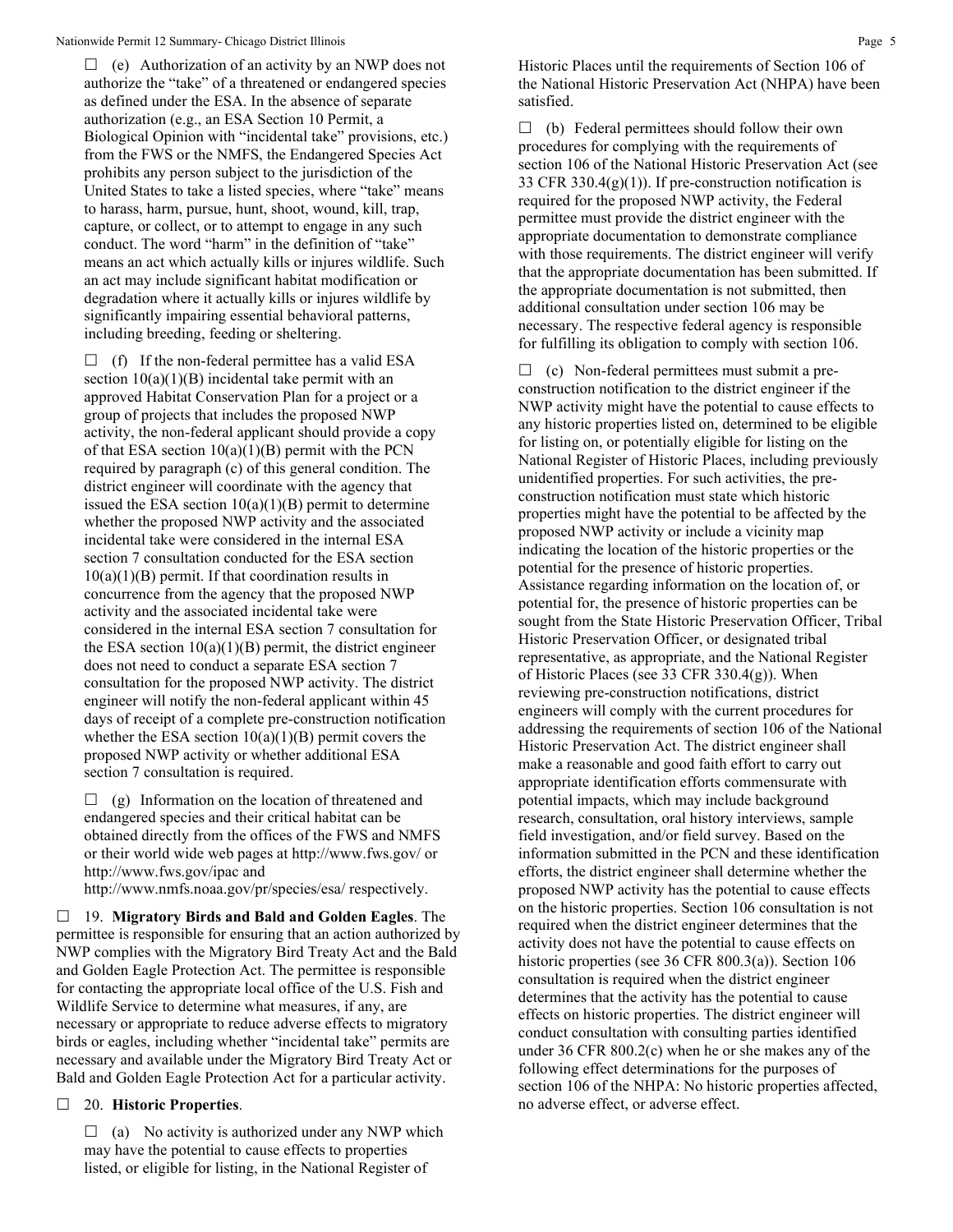☐ (e) Authorization of an activity by an NWP does not authorize the "take" of a threatened or endangered species as defined under the ESA. In the absence of separate authorization (e.g., an ESA Section 10 Permit, a Biological Opinion with "incidental take" provisions, etc.) from the FWS or the NMFS, the Endangered Species Act prohibits any person subject to the jurisdiction of the United States to take a listed species, where "take" means to harass, harm, pursue, hunt, shoot, wound, kill, trap, capture, or collect, or to attempt to engage in any such conduct. The word "harm" in the definition of "take" means an act which actually kills or injures wildlife. Such an act may include significant habitat modification or degradation where it actually kills or injures wildlife by significantly impairing essential behavioral patterns, including breeding, feeding or sheltering.

☐ (f) If the non-federal permittee has a valid ESA section 10(a)(1)(B) incidental take permit with an approved Habitat Conservation Plan for a project or a group of projects that includes the proposed NWP activity, the non-federal applicant should provide a copy of that ESA section 10(a)(1)(B) permit with the PCN required by paragraph (c) of this general condition. The district engineer will coordinate with the agency that issued the ESA section 10(a)(1)(B) permit to determine whether the proposed NWP activity and the associated incidental take were considered in the internal ESA section 7 consultation conducted for the ESA section 10(a)(1)(B) permit. If that coordination results in concurrence from the agency that the proposed NWP activity and the associated incidental take were considered in the internal ESA section 7 consultation for the ESA section 10(a)(1)(B) permit, the district engineer does not need to conduct a separate ESA section 7 consultation for the proposed NWP activity. The district engineer will notify the non-federal applicant within 45 days of receipt of a complete pre-construction notification whether the ESA section 10(a)(1)(B) permit covers the proposed NWP activity or whether additional ESA section 7 consultation is required.

☐ (g) Information on the location of threatened and endangered species and their critical habitat can be obtained directly from the offices of the FWS and NMFS or their world wide web pages at http://www.fws.gov/ or http://www.fws.gov/ipac and http://www.nmfs.noaa.gov/pr/species/esa/ respectively.

☐ 19. **Migratory Birds and Bald and Golden Eagles**. The permittee is responsible for ensuring that an action authorized by NWP complies with the Migratory Bird Treaty Act and the Bald and Golden Eagle Protection Act. The permittee is responsible for contacting the appropriate local office of the U.S. Fish and Wildlife Service to determine what measures, if any, are necessary or appropriate to reduce adverse effects to migratory birds or eagles, including whether "incidental take" permits are necessary and available under the Migratory Bird Treaty Act or Bald and Golden Eagle Protection Act for a particular activity.

☐ 20. **Historic Properties**.

☐ (a) No activity is authorized under any NWP which may have the potential to cause effects to properties listed, or eligible for listing, in the National Register of Historic Places until the requirements of Section 106 of the National Historic Preservation Act (NHPA) have been satisfied.

☐ (b) Federal permittees should follow their own procedures for complying with the requirements of section 106 of the National Historic Preservation Act (see 33 CFR 330.4(g)(1)). If pre-construction notification is required for the proposed NWP activity, the Federal permittee must provide the district engineer with the appropriate documentation to demonstrate compliance with those requirements. The district engineer will verify that the appropriate documentation has been submitted. If the appropriate documentation is not submitted, then additional consultation under section 106 may be necessary. The respective federal agency is responsible for fulfilling its obligation to comply with section 106.

☐ (c) Non-federal permittees must submit a pre-construction notification to the district engineer if the NWP activity might have the potential to cause effects to any historic properties listed on, determined to be eligible for listing on, or potentially eligible for listing on the National Register of Historic Places, including previously unidentified properties. For such activities, the pre-construction notification must state which historic properties might have the potential to be affected by the proposed NWP activity or include a vicinity map indicating the location of the historic properties or the potential for the presence of historic properties. Assistance regarding information on the location of, or potential for, the presence of historic properties can be sought from the State Historic Preservation Officer, Tribal Historic Preservation Officer, or designated tribal representative, as appropriate, and the National Register of Historic Places (see 33 CFR 330.4(g)). When reviewing pre-construction notifications, district engineers will comply with the current procedures for addressing the requirements of section 106 of the National Historic Preservation Act. The district engineer shall make a reasonable and good faith effort to carry out appropriate identification efforts commensurate with potential impacts, which may include background research, consultation, oral history interviews, sample field investigation, and/or field survey. Based on the information submitted in the PCN and these identification efforts, the district engineer shall determine whether the proposed NWP activity has the potential to cause effects on the historic properties. Section 106 consultation is not required when the district engineer determines that the activity does not have the potential to cause effects on historic properties (see 36 CFR 800.3(a)). Section 106 consultation is required when the district engineer determines that the activity has the potential to cause effects on historic properties. The district engineer will conduct consultation with consulting parties identified under 36 CFR 800.2(c) when he or she makes any of the following effect determinations for the purposes of section 106 of the NHPA: No historic properties affected, no adverse effect, or adverse effect.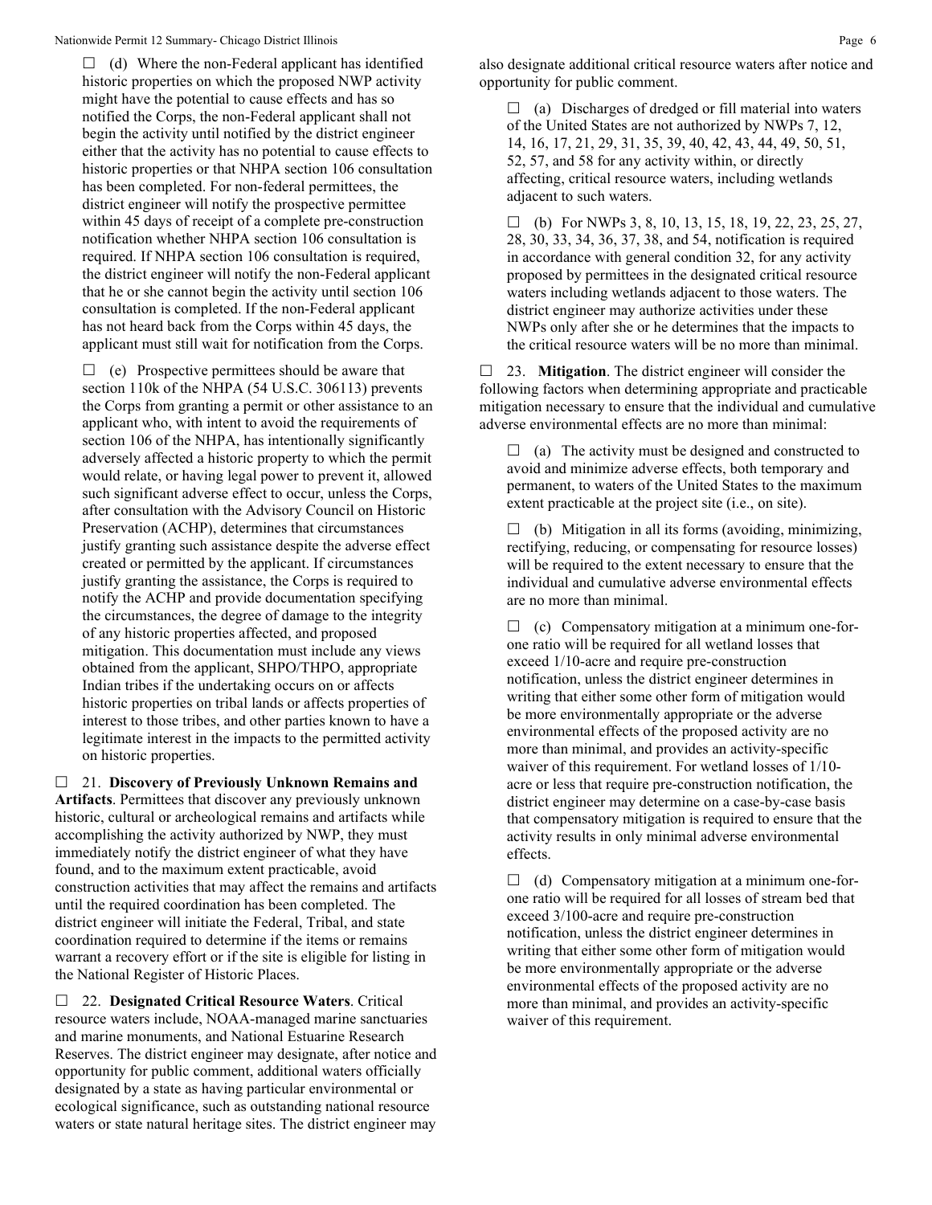☐ (d) Where the non-Federal applicant has identified historic properties on which the proposed NWP activity might have the potential to cause effects and has so notified the Corps, the non-Federal applicant shall not begin the activity until notified by the district engineer either that the activity has no potential to cause effects to historic properties or that NHPA section 106 consultation has been completed. For non-federal permittees, the district engineer will notify the prospective permittee within 45 days of receipt of a complete pre-construction notification whether NHPA section 106 consultation is required. If NHPA section 106 consultation is required, the district engineer will notify the non-Federal applicant that he or she cannot begin the activity until section 106 consultation is completed. If the non-Federal applicant has not heard back from the Corps within 45 days, the applicant must still wait for notification from the Corps.

☐ (e) Prospective permittees should be aware that section 110k of the NHPA (54 U.S.C. 306113) prevents the Corps from granting a permit or other assistance to an applicant who, with intent to avoid the requirements of section 106 of the NHPA, has intentionally significantly adversely affected a historic property to which the permit would relate, or having legal power to prevent it, allowed such significant adverse effect to occur, unless the Corps, after consultation with the Advisory Council on Historic Preservation (ACHP), determines that circumstances justify granting such assistance despite the adverse effect created or permitted by the applicant. If circumstances justify granting the assistance, the Corps is required to notify the ACHP and provide documentation specifying the circumstances, the degree of damage to the integrity of any historic properties affected, and proposed mitigation. This documentation must include any views obtained from the applicant, SHPO/THPO, appropriate Indian tribes if the undertaking occurs on or affects historic properties on tribal lands or affects properties of interest to those tribes, and other parties known to have a legitimate interest in the impacts to the permitted activity on historic properties.

☐ 21. **Discovery of Previously Unknown Remains and Artifacts**. Permittees that discover any previously unknown historic, cultural or archeological remains and artifacts while accomplishing the activity authorized by NWP, they must immediately notify the district engineer of what they have found, and to the maximum extent practicable, avoid construction activities that may affect the remains and artifacts until the required coordination has been completed. The district engineer will initiate the Federal, Tribal, and state coordination required to determine if the items or remains warrant a recovery effort or if the site is eligible for listing in the National Register of Historic Places.

☐ 22. **Designated Critical Resource Waters**. Critical resource waters include, NOAA-managed marine sanctuaries and marine monuments, and National Estuarine Research Reserves. The district engineer may designate, after notice and opportunity for public comment, additional waters officially designated by a state as having particular environmental or ecological significance, such as outstanding national resource waters or state natural heritage sites. The district engineer may also designate additional critical resource waters after notice and opportunity for public comment.

☐ (a) Discharges of dredged or fill material into waters of the United States are not authorized by NWPs 7, 12, 14, 16, 17, 21, 29, 31, 35, 39, 40, 42, 43, 44, 49, 50, 51, 52, 57, and 58 for any activity within, or directly affecting, critical resource waters, including wetlands adjacent to such waters.

☐ (b) For NWPs 3, 8, 10, 13, 15, 18, 19, 22, 23, 25, 27, 28, 30, 33, 34, 36, 37, 38, and 54, notification is required in accordance with general condition 32, for any activity proposed by permittees in the designated critical resource waters including wetlands adjacent to those waters. The district engineer may authorize activities under these NWPs only after she or he determines that the impacts to the critical resource waters will be no more than minimal.

☐ 23. **Mitigation**. The district engineer will consider the following factors when determining appropriate and practicable mitigation necessary to ensure that the individual and cumulative adverse environmental effects are no more than minimal:

☐ (a) The activity must be designed and constructed to avoid and minimize adverse effects, both temporary and permanent, to waters of the United States to the maximum extent practicable at the project site (i.e., on site).

☐ (b) Mitigation in all its forms (avoiding, minimizing, rectifying, reducing, or compensating for resource losses) will be required to the extent necessary to ensure that the individual and cumulative adverse environmental effects are no more than minimal.

☐ (c) Compensatory mitigation at a minimum one-for-one ratio will be required for all wetland losses that exceed 1/10-acre and require pre-construction notification, unless the district engineer determines in writing that either some other form of mitigation would be more environmentally appropriate or the adverse environmental effects of the proposed activity are no more than minimal, and provides an activity-specific waiver of this requirement. For wetland losses of 1/10-acre or less that require pre-construction notification, the district engineer may determine on a case-by-case basis that compensatory mitigation is required to ensure that the activity results in only minimal adverse environmental effects.

☐ (d) Compensatory mitigation at a minimum one-for-one ratio will be required for all losses of stream bed that exceed 3/100-acre and require pre-construction notification, unless the district engineer determines in writing that either some other form of mitigation would be more environmentally appropriate or the adverse environmental effects of the proposed activity are no more than minimal, and provides an activity-specific waiver of this requirement.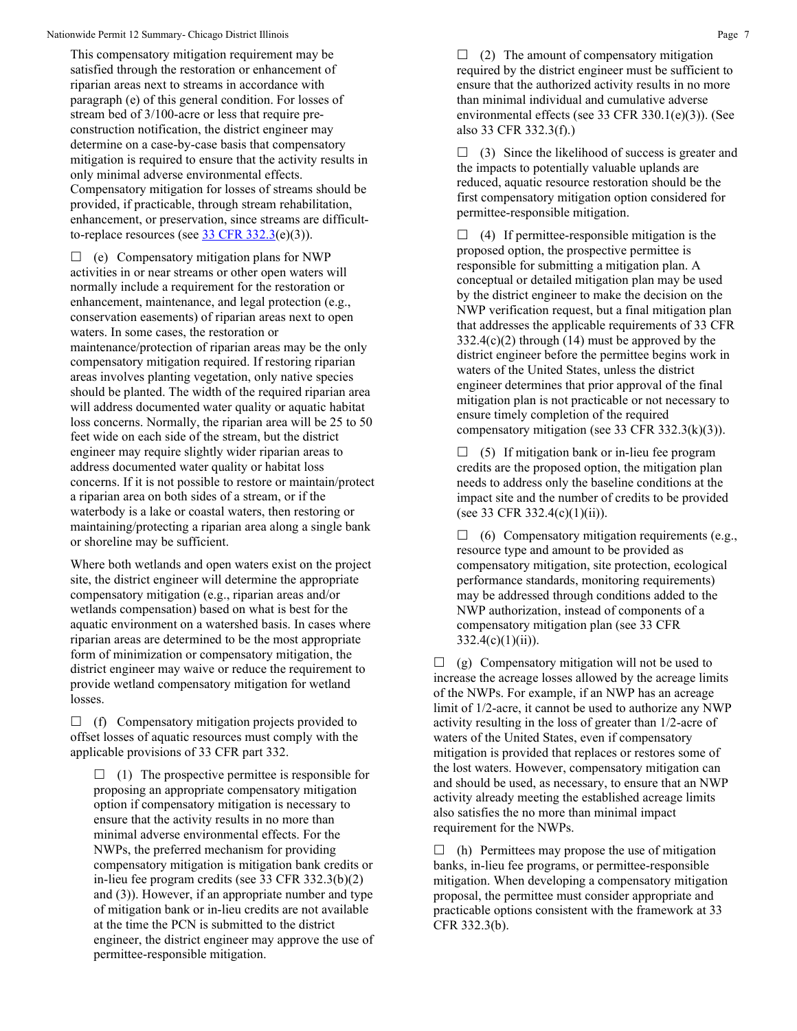This compensatory mitigation requirement may be satisfied through the restoration or enhancement of riparian areas next to streams in accordance with paragraph (e) of this general condition. For losses of stream bed of 3/100-acre or less that require pre-construction notification, the district engineer may determine on a case-by-case basis that compensatory mitigation is required to ensure that the activity results in only minimal adverse environmental effects. Compensatory mitigation for losses of streams should be provided, if practicable, through stream rehabilitation, enhancement, or preservation, since streams are difficult-to-replace resources (see 33 CFR 332.3(e)(3)).

☐ (e) Compensatory mitigation plans for NWP activities in or near streams or other open waters will normally include a requirement for the restoration or enhancement, maintenance, and legal protection (e.g., conservation easements) of riparian areas next to open waters. In some cases, the restoration or maintenance/protection of riparian areas may be the only compensatory mitigation required. If restoring riparian areas involves planting vegetation, only native species should be planted. The width of the required riparian area will address documented water quality or aquatic habitat loss concerns. Normally, the riparian area will be 25 to 50 feet wide on each side of the stream, but the district engineer may require slightly wider riparian areas to address documented water quality or habitat loss concerns. If it is not possible to restore or maintain/protect a riparian area on both sides of a stream, or if the waterbody is a lake or coastal waters, then restoring or maintaining/protecting a riparian area along a single bank or shoreline may be sufficient.

Where both wetlands and open waters exist on the project site, the district engineer will determine the appropriate compensatory mitigation (e.g., riparian areas and/or wetlands compensation) based on what is best for the aquatic environment on a watershed basis. In cases where riparian areas are determined to be the most appropriate form of minimization or compensatory mitigation, the district engineer may waive or reduce the requirement to provide wetland compensatory mitigation for wetland losses.

☐ (f) Compensatory mitigation projects provided to offset losses of aquatic resources must comply with the applicable provisions of 33 CFR part 332.

☐ (1) The prospective permittee is responsible for proposing an appropriate compensatory mitigation option if compensatory mitigation is necessary to ensure that the activity results in no more than minimal adverse environmental effects. For the NWPs, the preferred mechanism for providing compensatory mitigation is mitigation bank credits or in-lieu fee program credits (see 33 CFR 332.3(b)(2) and (3)). However, if an appropriate number and type of mitigation bank or in-lieu credits are not available at the time the PCN is submitted to the district engineer, the district engineer may approve the use of permittee-responsible mitigation.

☐ (2) The amount of compensatory mitigation required by the district engineer must be sufficient to ensure that the authorized activity results in no more than minimal individual and cumulative adverse environmental effects (see 33 CFR 330.1(e)(3)). (See also 33 CFR 332.3(f).)

☐ (3) Since the likelihood of success is greater and the impacts to potentially valuable uplands are reduced, aquatic resource restoration should be the first compensatory mitigation option considered for permittee-responsible mitigation.

☐ (4) If permittee-responsible mitigation is the proposed option, the prospective permittee is responsible for submitting a mitigation plan. A conceptual or detailed mitigation plan may be used by the district engineer to make the decision on the NWP verification request, but a final mitigation plan that addresses the applicable requirements of 33 CFR 332.4(c)(2) through (14) must be approved by the district engineer before the permittee begins work in waters of the United States, unless the district engineer determines that prior approval of the final mitigation plan is not practicable or not necessary to ensure timely completion of the required compensatory mitigation (see 33 CFR 332.3(k)(3)).

☐ (5) If mitigation bank or in-lieu fee program credits are the proposed option, the mitigation plan needs to address only the baseline conditions at the impact site and the number of credits to be provided (see 33 CFR 332.4(c)(1)(ii)).

☐ (6) Compensatory mitigation requirements (e.g., resource type and amount to be provided as compensatory mitigation, site protection, ecological performance standards, monitoring requirements) may be addressed through conditions added to the NWP authorization, instead of components of a compensatory mitigation plan (see 33 CFR 332.4(c)(1)(ii)).

☐ (g) Compensatory mitigation will not be used to increase the acreage losses allowed by the acreage limits of the NWPs. For example, if an NWP has an acreage limit of 1/2-acre, it cannot be used to authorize any NWP activity resulting in the loss of greater than 1/2-acre of waters of the United States, even if compensatory mitigation is provided that replaces or restores some of the lost waters. However, compensatory mitigation can and should be used, as necessary, to ensure that an NWP activity already meeting the established acreage limits also satisfies the no more than minimal impact requirement for the NWPs.

☐ (h) Permittees may propose the use of mitigation banks, in-lieu fee programs, or permittee-responsible mitigation. When developing a compensatory mitigation proposal, the permittee must consider appropriate and practicable options consistent with the framework at 33 CFR 332.3(b).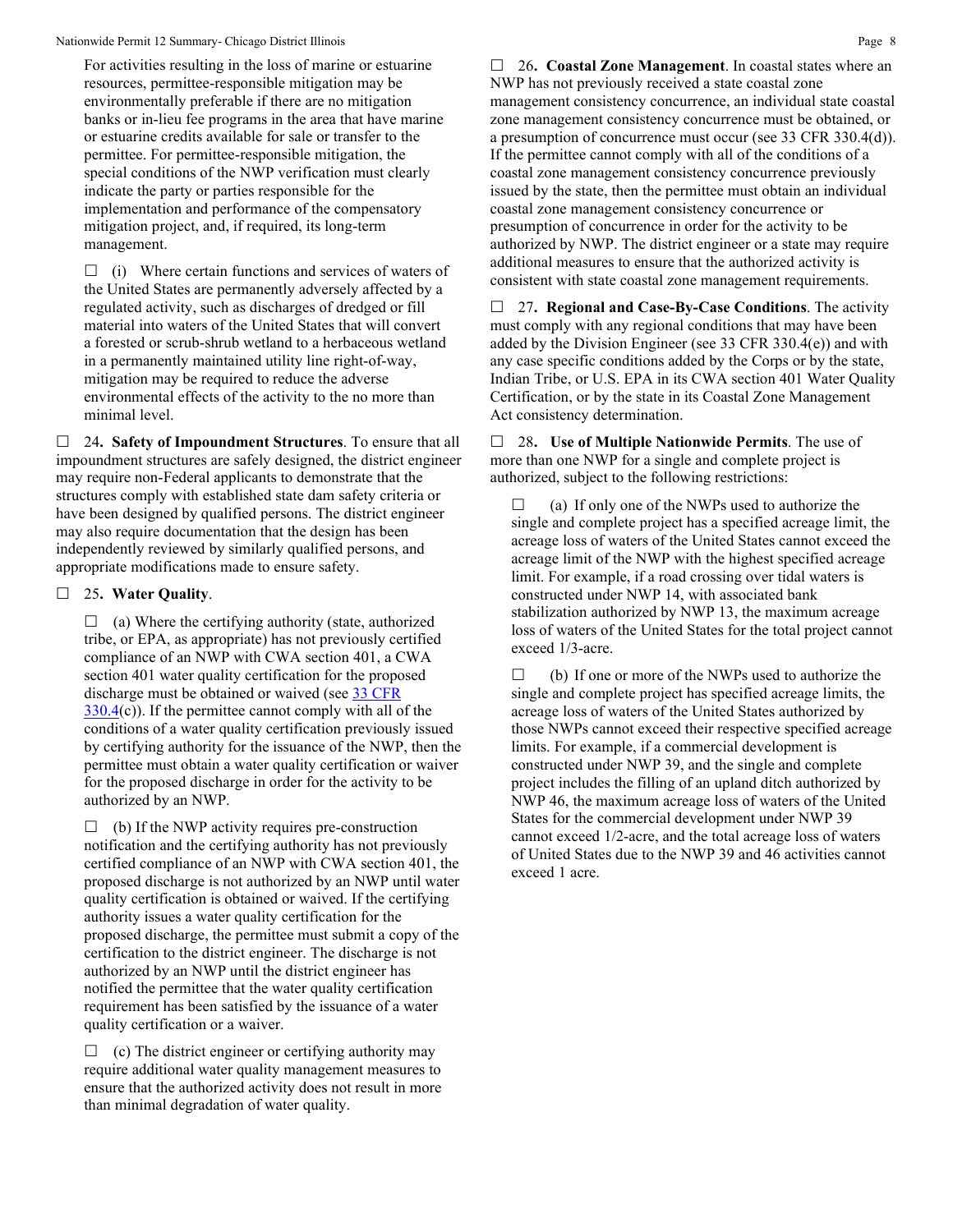For activities resulting in the loss of marine or estuarine resources, permittee-responsible mitigation may be environmentally preferable if there are no mitigation banks or in-lieu fee programs in the area that have marine or estuarine credits available for sale or transfer to the permittee. For permittee-responsible mitigation, the special conditions of the NWP verification must clearly indicate the party or parties responsible for the implementation and performance of the compensatory mitigation project, and, if required, its long-term management.

☐ (i) Where certain functions and services of waters of the United States are permanently adversely affected by a regulated activity, such as discharges of dredged or fill material into waters of the United States that will convert a forested or scrub-shrub wetland to a herbaceous wetland in a permanently maintained utility line right-of-way, mitigation may be required to reduce the adverse environmental effects of the activity to the no more than minimal level.

☐ 24**. Safety of Impoundment Structures**. To ensure that all impoundment structures are safely designed, the district engineer may require non-Federal applicants to demonstrate that the structures comply with established state dam safety criteria or have been designed by qualified persons. The district engineer may also require documentation that the design has been independently reviewed by similarly qualified persons, and appropriate modifications made to ensure safety.

☐ 25**. Water Quality**.

☐ (a) Where the certifying authority (state, authorized tribe, or EPA, as appropriate) has not previously certified compliance of an NWP with CWA section 401, a CWA section 401 water quality certification for the proposed discharge must be obtained or waived (see 33 CFR 330.4(c)). If the permittee cannot comply with all of the conditions of a water quality certification previously issued by certifying authority for the issuance of the NWP, then the permittee must obtain a water quality certification or waiver for the proposed discharge in order for the activity to be authorized by an NWP.

☐ (b) If the NWP activity requires pre-construction notification and the certifying authority has not previously certified compliance of an NWP with CWA section 401, the proposed discharge is not authorized by an NWP until water quality certification is obtained or waived. If the certifying authority issues a water quality certification for the proposed discharge, the permittee must submit a copy of the certification to the district engineer. The discharge is not authorized by an NWP until the district engineer has notified the permittee that the water quality certification requirement has been satisfied by the issuance of a water quality certification or a waiver.

☐ (c) The district engineer or certifying authority may require additional water quality management measures to ensure that the authorized activity does not result in more than minimal degradation of water quality.

☐ 26**. Coastal Zone Management**. In coastal states where an NWP has not previously received a state coastal zone management consistency concurrence, an individual state coastal zone management consistency concurrence must be obtained, or a presumption of concurrence must occur (see 33 CFR 330.4(d)). If the permittee cannot comply with all of the conditions of a coastal zone management consistency concurrence previously issued by the state, then the permittee must obtain an individual coastal zone management consistency concurrence or presumption of concurrence in order for the activity to be authorized by NWP. The district engineer or a state may require additional measures to ensure that the authorized activity is consistent with state coastal zone management requirements.

☐ 27**. Regional and Case-By-Case Conditions**. The activity must comply with any regional conditions that may have been added by the Division Engineer (see 33 CFR 330.4(e)) and with any case specific conditions added by the Corps or by the state, Indian Tribe, or U.S. EPA in its CWA section 401 Water Quality Certification, or by the state in its Coastal Zone Management Act consistency determination.

☐ 28**. Use of Multiple Nationwide Permits**. The use of more than one NWP for a single and complete project is authorized, subject to the following restrictions:

☐ (a) If only one of the NWPs used to authorize the single and complete project has a specified acreage limit, the acreage loss of waters of the United States cannot exceed the acreage limit of the NWP with the highest specified acreage limit. For example, if a road crossing over tidal waters is constructed under NWP 14, with associated bank stabilization authorized by NWP 13, the maximum acreage loss of waters of the United States for the total project cannot exceed 1/3-acre.

☐ (b) If one or more of the NWPs used to authorize the single and complete project has specified acreage limits, the acreage loss of waters of the United States authorized by those NWPs cannot exceed their respective specified acreage limits. For example, if a commercial development is constructed under NWP 39, and the single and complete project includes the filling of an upland ditch authorized by NWP 46, the maximum acreage loss of waters of the United States for the commercial development under NWP 39 cannot exceed 1/2-acre, and the total acreage loss of waters of United States due to the NWP 39 and 46 activities cannot exceed 1 acre.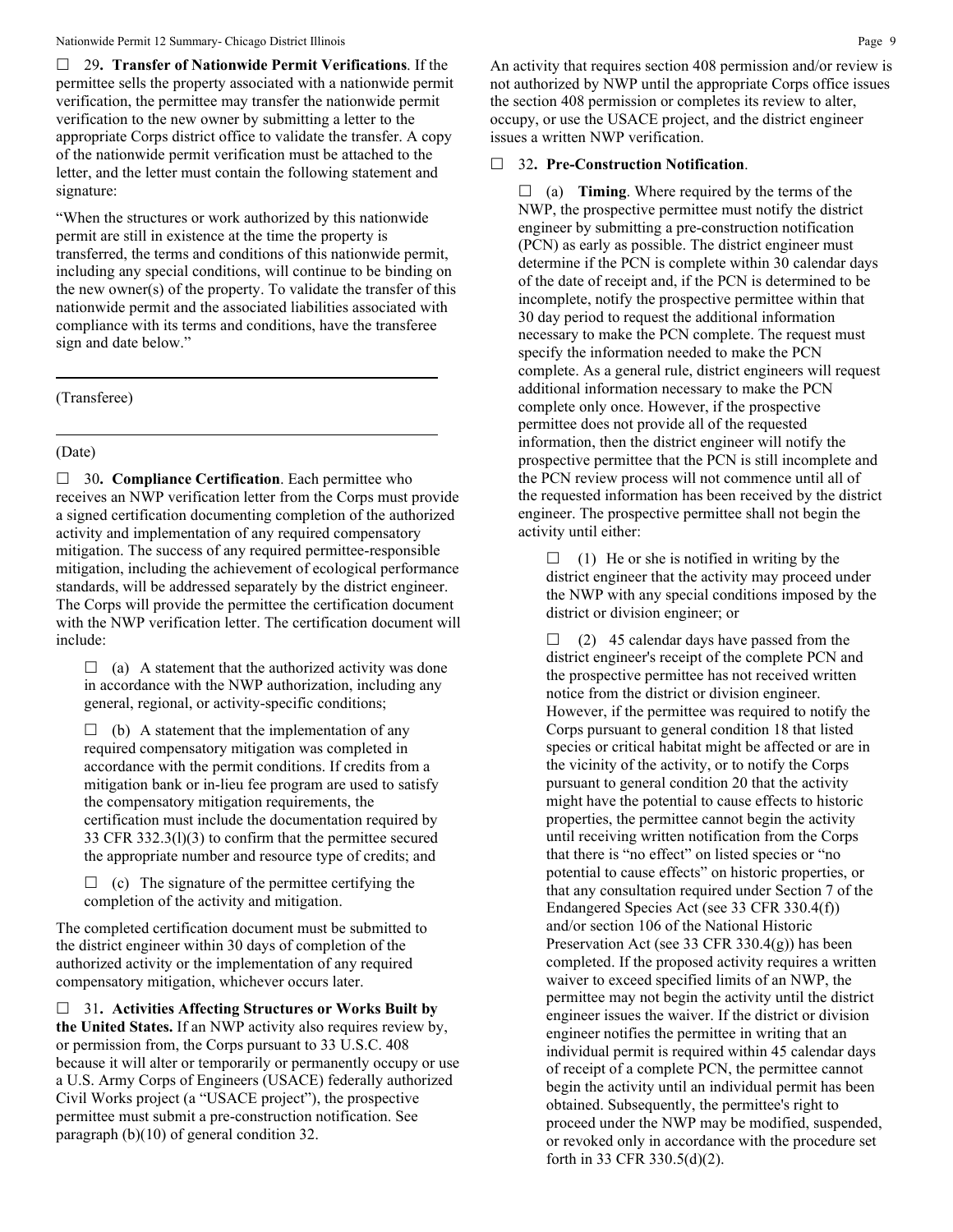☐ 29**. Transfer of Nationwide Permit Verifications**. If the permittee sells the property associated with a nationwide permit verification, the permittee may transfer the nationwide permit verification to the new owner by submitting a letter to the appropriate Corps district office to validate the transfer. A copy of the nationwide permit verification must be attached to the letter, and the letter must contain the following statement and signature:

"When the structures or work authorized by this nationwide permit are still in existence at the time the property is transferred, the terms and conditions of this nationwide permit, including any special conditions, will continue to be binding on the new owner(s) of the property. To validate the transfer of this nationwide permit and the associated liabilities associated with compliance with its terms and conditions, have the transferee sign and date below."

_______________________________________________

(Transferee)

_______________________________________________

(Date)

☐ 30**. Compliance Certification**. Each permittee who receives an NWP verification letter from the Corps must provide a signed certification documenting completion of the authorized activity and implementation of any required compensatory mitigation. The success of any required permittee-responsible mitigation, including the achievement of ecological performance standards, will be addressed separately by the district engineer. The Corps will provide the permittee the certification document with the NWP verification letter. The certification document will include:

☐ (a) A statement that the authorized activity was done in accordance with the NWP authorization, including any general, regional, or activity-specific conditions;

☐ (b) A statement that the implementation of any required compensatory mitigation was completed in accordance with the permit conditions. If credits from a mitigation bank or in-lieu fee program are used to satisfy the compensatory mitigation requirements, the certification must include the documentation required by 33 CFR 332.3(l)(3) to confirm that the permittee secured the appropriate number and resource type of credits; and

☐ (c) The signature of the permittee certifying the completion of the activity and mitigation.

The completed certification document must be submitted to the district engineer within 30 days of completion of the authorized activity or the implementation of any required compensatory mitigation, whichever occurs later.

☐ 31**. Activities Affecting Structures or Works Built by the United States.** If an NWP activity also requires review by, or permission from, the Corps pursuant to 33 U.S.C. 408 because it will alter or temporarily or permanently occupy or use a U.S. Army Corps of Engineers (USACE) federally authorized Civil Works project (a "USACE project"), the prospective permittee must submit a pre-construction notification. See paragraph (b)(10) of general condition 32.

An activity that requires section 408 permission and/or review is not authorized by NWP until the appropriate Corps office issues the section 408 permission or completes its review to alter, occupy, or use the USACE project, and the district engineer issues a written NWP verification.

☐ 32**. Pre-Construction Notification**.

☐ (a) **Timing**. Where required by the terms of the NWP, the prospective permittee must notify the district engineer by submitting a pre-construction notification (PCN) as early as possible. The district engineer must determine if the PCN is complete within 30 calendar days of the date of receipt and, if the PCN is determined to be incomplete, notify the prospective permittee within that 30 day period to request the additional information necessary to make the PCN complete. The request must specify the information needed to make the PCN complete. As a general rule, district engineers will request additional information necessary to make the PCN complete only once. However, if the prospective permittee does not provide all of the requested information, then the district engineer will notify the prospective permittee that the PCN is still incomplete and the PCN review process will not commence until all of the requested information has been received by the district engineer. The prospective permittee shall not begin the activity until either:

☐ (1) He or she is notified in writing by the district engineer that the activity may proceed under the NWP with any special conditions imposed by the district or division engineer; or

☐ (2) 45 calendar days have passed from the district engineer's receipt of the complete PCN and the prospective permittee has not received written notice from the district or division engineer. However, if the permittee was required to notify the Corps pursuant to general condition 18 that listed species or critical habitat might be affected or are in the vicinity of the activity, or to notify the Corps pursuant to general condition 20 that the activity might have the potential to cause effects to historic properties, the permittee cannot begin the activity until receiving written notification from the Corps that there is "no effect" on listed species or "no potential to cause effects" on historic properties, or that any consultation required under Section 7 of the Endangered Species Act (see 33 CFR 330.4(f)) and/or section 106 of the National Historic Preservation Act (see 33 CFR 330.4(g)) has been completed. If the proposed activity requires a written waiver to exceed specified limits of an NWP, the permittee may not begin the activity until the district engineer issues the waiver. If the district or division engineer notifies the permittee in writing that an individual permit is required within 45 calendar days of receipt of a complete PCN, the permittee cannot begin the activity until an individual permit has been obtained. Subsequently, the permittee's right to proceed under the NWP may be modified, suspended, or revoked only in accordance with the procedure set forth in 33 CFR 330.5(d)(2).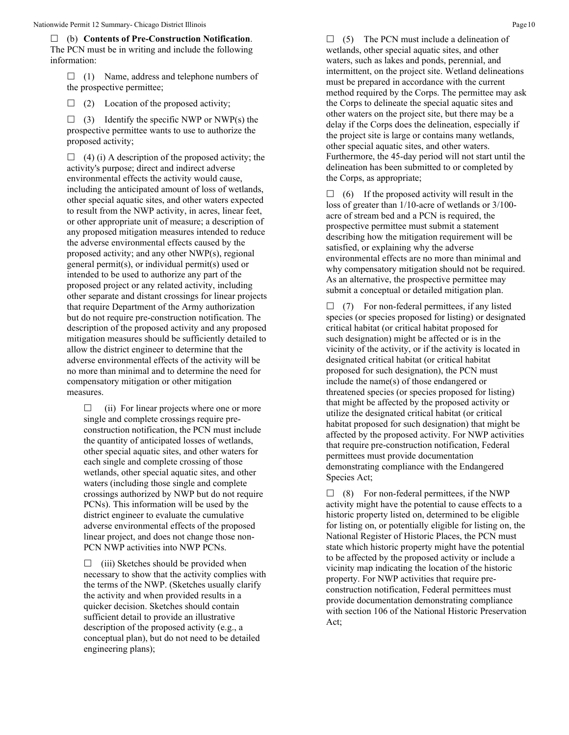☐ (b) **Contents of Pre-Construction Notification**. The PCN must be in writing and include the following information:

☐ (1) Name, address and telephone numbers of the prospective permittee;

☐ (2) Location of the proposed activity;

☐ (3) Identify the specific NWP or NWP(s) the prospective permittee wants to use to authorize the proposed activity;

☐ (4) (i) A description of the proposed activity; the activity's purpose; direct and indirect adverse environmental effects the activity would cause, including the anticipated amount of loss of wetlands, other special aquatic sites, and other waters expected to result from the NWP activity, in acres, linear feet, or other appropriate unit of measure; a description of any proposed mitigation measures intended to reduce the adverse environmental effects caused by the proposed activity; and any other NWP(s), regional general permit(s), or individual permit(s) used or intended to be used to authorize any part of the proposed project or any related activity, including other separate and distant crossings for linear projects that require Department of the Army authorization but do not require pre-construction notification. The description of the proposed activity and any proposed mitigation measures should be sufficiently detailed to allow the district engineer to determine that the adverse environmental effects of the activity will be no more than minimal and to determine the need for compensatory mitigation or other mitigation measures.

☐ (ii) For linear projects where one or more single and complete crossings require pre-construction notification, the PCN must include the quantity of anticipated losses of wetlands, other special aquatic sites, and other waters for each single and complete crossing of those wetlands, other special aquatic sites, and other waters (including those single and complete crossings authorized by NWP but do not require PCNs). This information will be used by the district engineer to evaluate the cumulative adverse environmental effects of the proposed linear project, and does not change those non-PCN NWP activities into NWP PCNs.

☐ (iii) Sketches should be provided when necessary to show that the activity complies with the terms of the NWP. (Sketches usually clarify the activity and when provided results in a quicker decision. Sketches should contain sufficient detail to provide an illustrative description of the proposed activity (e.g., a conceptual plan), but do not need to be detailed engineering plans);

☐ (5) The PCN must include a delineation of wetlands, other special aquatic sites, and other waters, such as lakes and ponds, perennial, and intermittent, on the project site. Wetland delineations must be prepared in accordance with the current method required by the Corps. The permittee may ask the Corps to delineate the special aquatic sites and other waters on the project site, but there may be a delay if the Corps does the delineation, especially if the project site is large or contains many wetlands, other special aquatic sites, and other waters. Furthermore, the 45-day period will not start until the delineation has been submitted to or completed by the Corps, as appropriate;

☐ (6) If the proposed activity will result in the loss of greater than 1/10-acre of wetlands or 3/100-acre of stream bed and a PCN is required, the prospective permittee must submit a statement describing how the mitigation requirement will be satisfied, or explaining why the adverse environmental effects are no more than minimal and why compensatory mitigation should not be required. As an alternative, the prospective permittee may submit a conceptual or detailed mitigation plan.

☐ (7) For non-federal permittees, if any listed species (or species proposed for listing) or designated critical habitat (or critical habitat proposed for such designation) might be affected or is in the vicinity of the activity, or if the activity is located in designated critical habitat (or critical habitat proposed for such designation), the PCN must include the name(s) of those endangered or threatened species (or species proposed for listing) that might be affected by the proposed activity or utilize the designated critical habitat (or critical habitat proposed for such designation) that might be affected by the proposed activity. For NWP activities that require pre-construction notification, Federal permittees must provide documentation demonstrating compliance with the Endangered Species Act;

☐ (8) For non-federal permittees, if the NWP activity might have the potential to cause effects to a historic property listed on, determined to be eligible for listing on, or potentially eligible for listing on, the National Register of Historic Places, the PCN must state which historic property might have the potential to be affected by the proposed activity or include a vicinity map indicating the location of the historic property. For NWP activities that require pre-construction notification, Federal permittees must provide documentation demonstrating compliance with section 106 of the National Historic Preservation Act;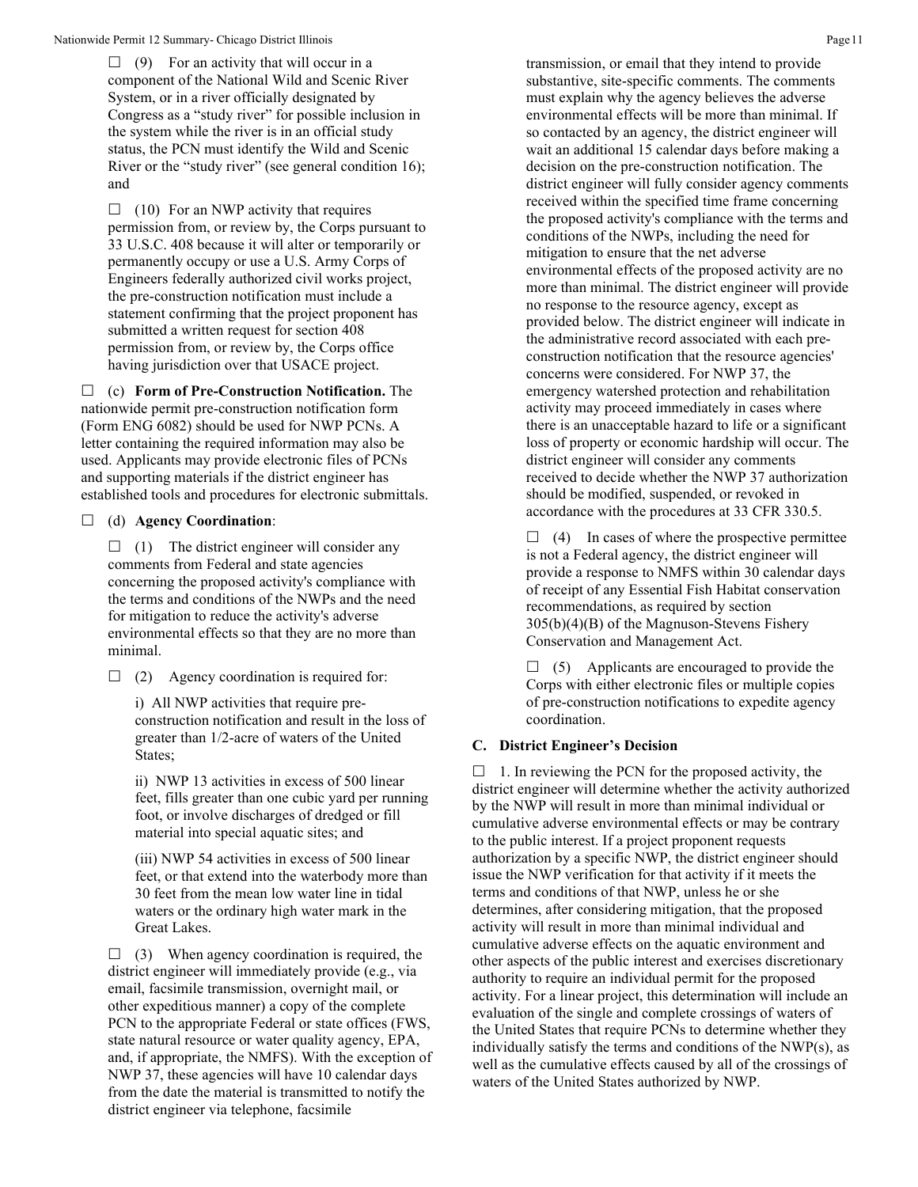☐ (9) For an activity that will occur in a component of the National Wild and Scenic River System, or in a river officially designated by Congress as a "study river" for possible inclusion in the system while the river is in an official study status, the PCN must identify the Wild and Scenic River or the "study river" (see general condition 16); and

☐ (10) For an NWP activity that requires permission from, or review by, the Corps pursuant to 33 U.S.C. 408 because it will alter or temporarily or permanently occupy or use a U.S. Army Corps of Engineers federally authorized civil works project, the pre-construction notification must include a statement confirming that the project proponent has submitted a written request for section 408 permission from, or review by, the Corps office having jurisdiction over that USACE project.

☐ (c) **Form of Pre-Construction Notification.** The nationwide permit pre-construction notification form (Form ENG 6082) should be used for NWP PCNs. A letter containing the required information may also be used. Applicants may provide electronic files of PCNs and supporting materials if the district engineer has established tools and procedures for electronic submittals.

☐ (d) **Agency Coordination**:

☐ (1) The district engineer will consider any comments from Federal and state agencies concerning the proposed activity's compliance with the terms and conditions of the NWPs and the need for mitigation to reduce the activity's adverse environmental effects so that they are no more than minimal.

☐ (2) Agency coordination is required for:

i) All NWP activities that require pre-construction notification and result in the loss of greater than 1/2-acre of waters of the United States;

ii) NWP 13 activities in excess of 500 linear feet, fills greater than one cubic yard per running foot, or involve discharges of dredged or fill material into special aquatic sites; and

(iii) NWP 54 activities in excess of 500 linear feet, or that extend into the waterbody more than 30 feet from the mean low water line in tidal waters or the ordinary high water mark in the Great Lakes.

☐ (3) When agency coordination is required, the district engineer will immediately provide (e.g., via email, facsimile transmission, overnight mail, or other expeditious manner) a copy of the complete PCN to the appropriate Federal or state offices (FWS, state natural resource or water quality agency, EPA, and, if appropriate, the NMFS). With the exception of NWP 37, these agencies will have 10 calendar days from the date the material is transmitted to notify the district engineer via telephone, facsimile transmission, or email that they intend to provide substantive, site-specific comments. The comments must explain why the agency believes the adverse environmental effects will be more than minimal. If so contacted by an agency, the district engineer will wait an additional 15 calendar days before making a decision on the pre-construction notification. The district engineer will fully consider agency comments received within the specified time frame concerning the proposed activity's compliance with the terms and conditions of the NWPs, including the need for mitigation to ensure that the net adverse environmental effects of the proposed activity are no more than minimal. The district engineer will provide no response to the resource agency, except as provided below. The district engineer will indicate in the administrative record associated with each pre-construction notification that the resource agencies' concerns were considered. For NWP 37, the emergency watershed protection and rehabilitation activity may proceed immediately in cases where there is an unacceptable hazard to life or a significant loss of property or economic hardship will occur. The district engineer will consider any comments received to decide whether the NWP 37 authorization should be modified, suspended, or revoked in accordance with the procedures at 33 CFR 330.5.

☐ (4) In cases of where the prospective permittee is not a Federal agency, the district engineer will provide a response to NMFS within 30 calendar days of receipt of any Essential Fish Habitat conservation recommendations, as required by section 305(b)(4)(B) of the Magnuson-Stevens Fishery Conservation and Management Act.

☐ (5) Applicants are encouraged to provide the Corps with either electronic files or multiple copies of pre-construction notifications to expedite agency coordination.

### C. District Engineer's Decision

☐ 1. In reviewing the PCN for the proposed activity, the district engineer will determine whether the activity authorized by the NWP will result in more than minimal individual or cumulative adverse environmental effects or may be contrary to the public interest. If a project proponent requests authorization by a specific NWP, the district engineer should issue the NWP verification for that activity if it meets the terms and conditions of that NWP, unless he or she determines, after considering mitigation, that the proposed activity will result in more than minimal individual and cumulative adverse effects on the aquatic environment and other aspects of the public interest and exercises discretionary authority to require an individual permit for the proposed activity. For a linear project, this determination will include an evaluation of the single and complete crossings of waters of the United States that require PCNs to determine whether they individually satisfy the terms and conditions of the NWP(s), as well as the cumulative effects caused by all of the crossings of waters of the United States authorized by NWP.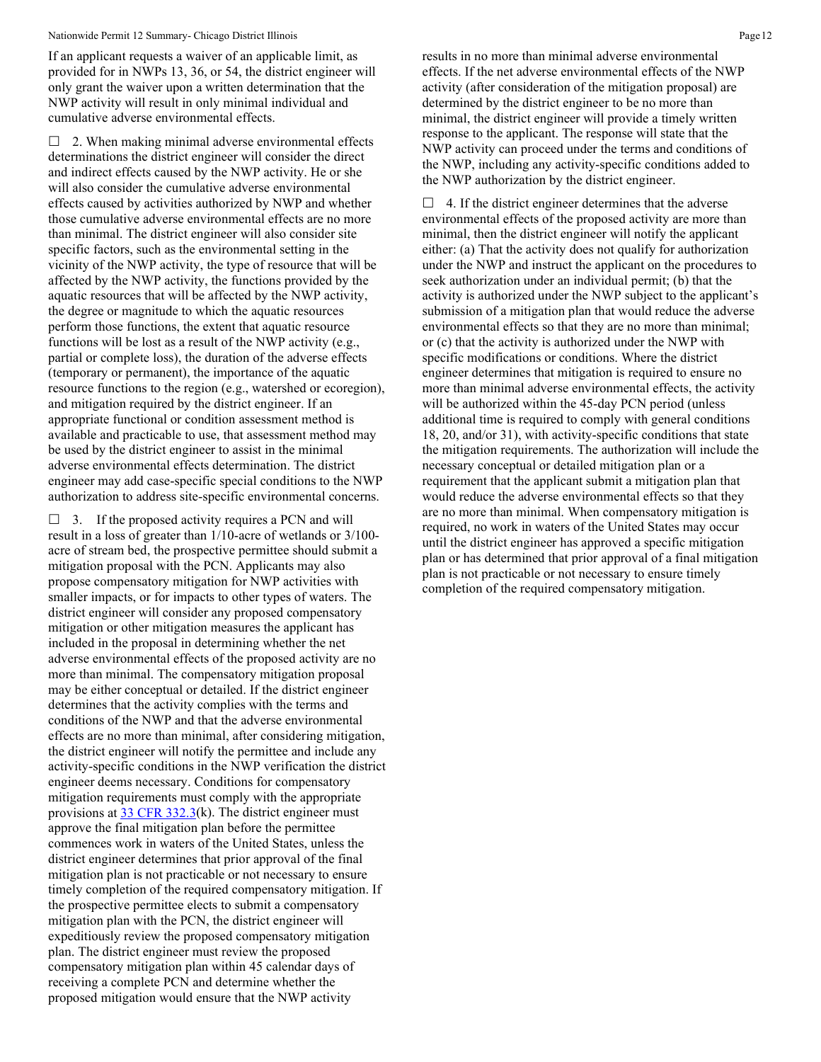If an applicant requests a waiver of an applicable limit, as provided for in NWPs 13, 36, or 54, the district engineer will only grant the waiver upon a written determination that the NWP activity will result in only minimal individual and cumulative adverse environmental effects.

☐ 2. When making minimal adverse environmental effects determinations the district engineer will consider the direct and indirect effects caused by the NWP activity. He or she will also consider the cumulative adverse environmental effects caused by activities authorized by NWP and whether those cumulative adverse environmental effects are no more than minimal. The district engineer will also consider site specific factors, such as the environmental setting in the vicinity of the NWP activity, the type of resource that will be affected by the NWP activity, the functions provided by the aquatic resources that will be affected by the NWP activity, the degree or magnitude to which the aquatic resources perform those functions, the extent that aquatic resource functions will be lost as a result of the NWP activity (e.g., partial or complete loss), the duration of the adverse effects (temporary or permanent), the importance of the aquatic resource functions to the region (e.g., watershed or ecoregion), and mitigation required by the district engineer. If an appropriate functional or condition assessment method is available and practicable to use, that assessment method may be used by the district engineer to assist in the minimal adverse environmental effects determination. The district engineer may add case-specific special conditions to the NWP authorization to address site-specific environmental concerns.

☐ 3. If the proposed activity requires a PCN and will result in a loss of greater than 1/10-acre of wetlands or 3/100-acre of stream bed, the prospective permittee should submit a mitigation proposal with the PCN. Applicants may also propose compensatory mitigation for NWP activities with smaller impacts, or for impacts to other types of waters. The district engineer will consider any proposed compensatory mitigation or other mitigation measures the applicant has included in the proposal in determining whether the net adverse environmental effects of the proposed activity are no more than minimal. The compensatory mitigation proposal may be either conceptual or detailed. If the district engineer determines that the activity complies with the terms and conditions of the NWP and that the adverse environmental effects are no more than minimal, after considering mitigation, the district engineer will notify the permittee and include any activity-specific conditions in the NWP verification the district engineer deems necessary. Conditions for compensatory mitigation requirements must comply with the appropriate provisions at 33 CFR 332.3(k). The district engineer must approve the final mitigation plan before the permittee commences work in waters of the United States, unless the district engineer determines that prior approval of the final mitigation plan is not practicable or not necessary to ensure timely completion of the required compensatory mitigation. If the prospective permittee elects to submit a compensatory mitigation plan with the PCN, the district engineer will expeditiously review the proposed compensatory mitigation plan. The district engineer must review the proposed compensatory mitigation plan within 45 calendar days of receiving a complete PCN and determine whether the proposed mitigation would ensure that the NWP activity results in no more than minimal adverse environmental effects. If the net adverse environmental effects of the NWP activity (after consideration of the mitigation proposal) are determined by the district engineer to be no more than minimal, the district engineer will provide a timely written response to the applicant. The response will state that the NWP activity can proceed under the terms and conditions of the NWP, including any activity-specific conditions added to the NWP authorization by the district engineer.

☐ 4. If the district engineer determines that the adverse environmental effects of the proposed activity are more than minimal, then the district engineer will notify the applicant either: (a) That the activity does not qualify for authorization under the NWP and instruct the applicant on the procedures to seek authorization under an individual permit; (b) that the activity is authorized under the NWP subject to the applicant's submission of a mitigation plan that would reduce the adverse environmental effects so that they are no more than minimal; or (c) that the activity is authorized under the NWP with specific modifications or conditions. Where the district engineer determines that mitigation is required to ensure no more than minimal adverse environmental effects, the activity will be authorized within the 45-day PCN period (unless additional time is required to comply with general conditions 18, 20, and/or 31), with activity-specific conditions that state the mitigation requirements. The authorization will include the necessary conceptual or detailed mitigation plan or a requirement that the applicant submit a mitigation plan that would reduce the adverse environmental effects so that they are no more than minimal. When compensatory mitigation is required, no work in waters of the United States may occur until the district engineer has approved a specific mitigation plan or has determined that prior approval of a final mitigation plan is not practicable or not necessary to ensure timely completion of the required compensatory mitigation.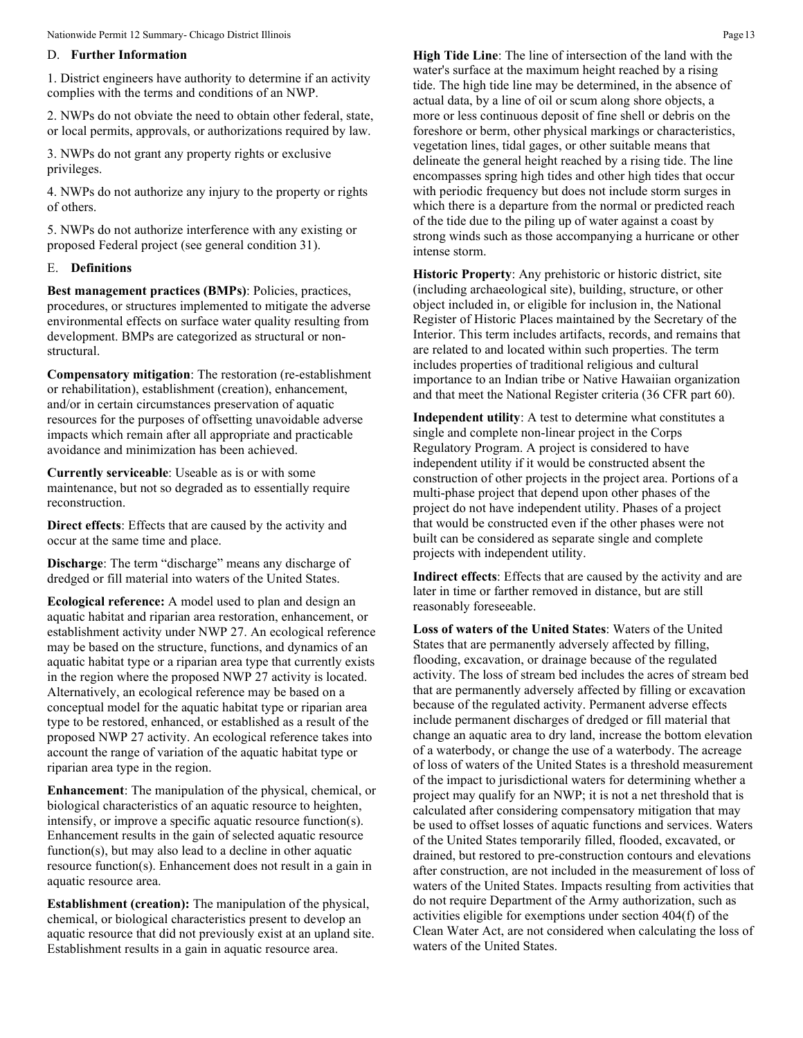## D. Further Information

1. District engineers have authority to determine if an activity complies with the terms and conditions of an NWP.

2. NWPs do not obviate the need to obtain other federal, state, or local permits, approvals, or authorizations required by law.

3. NWPs do not grant any property rights or exclusive privileges.

4. NWPs do not authorize any injury to the property or rights of others.

5. NWPs do not authorize interference with any existing or proposed Federal project (see general condition 31).

## E. Definitions

**Best management practices (BMPs)**: Policies, practices, procedures, or structures implemented to mitigate the adverse environmental effects on surface water quality resulting from development. BMPs are categorized as structural or non-structural.

**Compensatory mitigation**: The restoration (re-establishment or rehabilitation), establishment (creation), enhancement, and/or in certain circumstances preservation of aquatic resources for the purposes of offsetting unavoidable adverse impacts which remain after all appropriate and practicable avoidance and minimization has been achieved.

**Currently serviceable**: Useable as is or with some maintenance, but not so degraded as to essentially require reconstruction.

**Direct effects**: Effects that are caused by the activity and occur at the same time and place.

**Discharge**: The term "discharge" means any discharge of dredged or fill material into waters of the United States.

**Ecological reference:** A model used to plan and design an aquatic habitat and riparian area restoration, enhancement, or establishment activity under NWP 27. An ecological reference may be based on the structure, functions, and dynamics of an aquatic habitat type or a riparian area type that currently exists in the region where the proposed NWP 27 activity is located. Alternatively, an ecological reference may be based on a conceptual model for the aquatic habitat type or riparian area type to be restored, enhanced, or established as a result of the proposed NWP 27 activity. An ecological reference takes into account the range of variation of the aquatic habitat type or riparian area type in the region.

**Enhancement**: The manipulation of the physical, chemical, or biological characteristics of an aquatic resource to heighten, intensify, or improve a specific aquatic resource function(s). Enhancement results in the gain of selected aquatic resource function(s), but may also lead to a decline in other aquatic resource function(s). Enhancement does not result in a gain in aquatic resource area.

**Establishment (creation):** The manipulation of the physical, chemical, or biological characteristics present to develop an aquatic resource that did not previously exist at an upland site. Establishment results in a gain in aquatic resource area.

**High Tide Line**: The line of intersection of the land with the water's surface at the maximum height reached by a rising tide. The high tide line may be determined, in the absence of actual data, by a line of oil or scum along shore objects, a more or less continuous deposit of fine shell or debris on the foreshore or berm, other physical markings or characteristics, vegetation lines, tidal gages, or other suitable means that delineate the general height reached by a rising tide. The line encompasses spring high tides and other high tides that occur with periodic frequency but does not include storm surges in which there is a departure from the normal or predicted reach of the tide due to the piling up of water against a coast by strong winds such as those accompanying a hurricane or other intense storm.

**Historic Property**: Any prehistoric or historic district, site (including archaeological site), building, structure, or other object included in, or eligible for inclusion in, the National Register of Historic Places maintained by the Secretary of the Interior. This term includes artifacts, records, and remains that are related to and located within such properties. The term includes properties of traditional religious and cultural importance to an Indian tribe or Native Hawaiian organization and that meet the National Register criteria (36 CFR part 60).

**Independent utility**: A test to determine what constitutes a single and complete non-linear project in the Corps Regulatory Program. A project is considered to have independent utility if it would be constructed absent the construction of other projects in the project area. Portions of a multi-phase project that depend upon other phases of the project do not have independent utility. Phases of a project that would be constructed even if the other phases were not built can be considered as separate single and complete projects with independent utility.

**Indirect effects**: Effects that are caused by the activity and are later in time or farther removed in distance, but are still reasonably foreseeable.

**Loss of waters of the United States**: Waters of the United States that are permanently adversely affected by filling, flooding, excavation, or drainage because of the regulated activity. The loss of stream bed includes the acres of stream bed that are permanently adversely affected by filling or excavation because of the regulated activity. Permanent adverse effects include permanent discharges of dredged or fill material that change an aquatic area to dry land, increase the bottom elevation of a waterbody, or change the use of a waterbody. The acreage of loss of waters of the United States is a threshold measurement of the impact to jurisdictional waters for determining whether a project may qualify for an NWP; it is not a net threshold that is calculated after considering compensatory mitigation that may be used to offset losses of aquatic functions and services. Waters of the United States temporarily filled, flooded, excavated, or drained, but restored to pre-construction contours and elevations after construction, are not included in the measurement of loss of waters of the United States. Impacts resulting from activities that do not require Department of the Army authorization, such as activities eligible for exemptions under section 404(f) of the Clean Water Act, are not considered when calculating the loss of waters of the United States.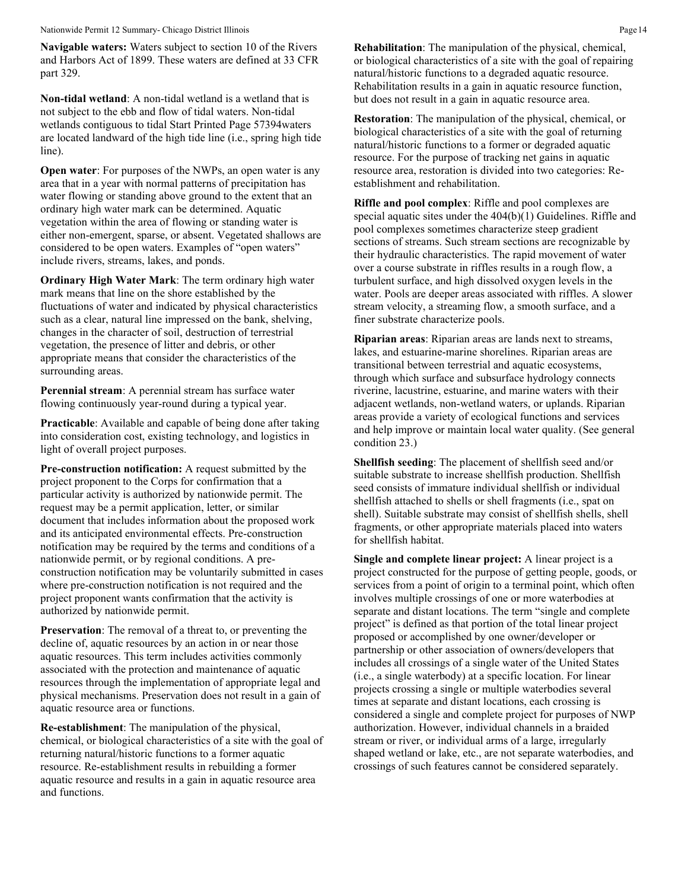**Navigable waters:** Waters subject to section 10 of the Rivers and Harbors Act of 1899. These waters are defined at 33 CFR part 329.

**Non-tidal wetland**: A non-tidal wetland is a wetland that is not subject to the ebb and flow of tidal waters. Non-tidal wetlands contiguous to tidal Start Printed Page 57394waters are located landward of the high tide line (i.e., spring high tide line).

**Open water**: For purposes of the NWPs, an open water is any area that in a year with normal patterns of precipitation has water flowing or standing above ground to the extent that an ordinary high water mark can be determined. Aquatic vegetation within the area of flowing or standing water is either non-emergent, sparse, or absent. Vegetated shallows are considered to be open waters. Examples of "open waters" include rivers, streams, lakes, and ponds.

**Ordinary High Water Mark**: The term ordinary high water mark means that line on the shore established by the fluctuations of water and indicated by physical characteristics such as a clear, natural line impressed on the bank, shelving, changes in the character of soil, destruction of terrestrial vegetation, the presence of litter and debris, or other appropriate means that consider the characteristics of the surrounding areas.

**Perennial stream**: A perennial stream has surface water flowing continuously year-round during a typical year.

**Practicable**: Available and capable of being done after taking into consideration cost, existing technology, and logistics in light of overall project purposes.

**Pre-construction notification:** A request submitted by the project proponent to the Corps for confirmation that a particular activity is authorized by nationwide permit. The request may be a permit application, letter, or similar document that includes information about the proposed work and its anticipated environmental effects. Pre-construction notification may be required by the terms and conditions of a nationwide permit, or by regional conditions. A pre-construction notification may be voluntarily submitted in cases where pre-construction notification is not required and the project proponent wants confirmation that the activity is authorized by nationwide permit.

**Preservation**: The removal of a threat to, or preventing the decline of, aquatic resources by an action in or near those aquatic resources. This term includes activities commonly associated with the protection and maintenance of aquatic resources through the implementation of appropriate legal and physical mechanisms. Preservation does not result in a gain of aquatic resource area or functions.

**Re-establishment**: The manipulation of the physical, chemical, or biological characteristics of a site with the goal of returning natural/historic functions to a former aquatic resource. Re-establishment results in rebuilding a former aquatic resource and results in a gain in aquatic resource area and functions.

**Rehabilitation**: The manipulation of the physical, chemical, or biological characteristics of a site with the goal of repairing natural/historic functions to a degraded aquatic resource. Rehabilitation results in a gain in aquatic resource function, but does not result in a gain in aquatic resource area.

**Restoration**: The manipulation of the physical, chemical, or biological characteristics of a site with the goal of returning natural/historic functions to a former or degraded aquatic resource. For the purpose of tracking net gains in aquatic resource area, restoration is divided into two categories: Re-establishment and rehabilitation.

**Riffle and pool complex**: Riffle and pool complexes are special aquatic sites under the 404(b)(1) Guidelines. Riffle and pool complexes sometimes characterize steep gradient sections of streams. Such stream sections are recognizable by their hydraulic characteristics. The rapid movement of water over a course substrate in riffles results in a rough flow, a turbulent surface, and high dissolved oxygen levels in the water. Pools are deeper areas associated with riffles. A slower stream velocity, a streaming flow, a smooth surface, and a finer substrate characterize pools.

**Riparian areas**: Riparian areas are lands next to streams, lakes, and estuarine-marine shorelines. Riparian areas are transitional between terrestrial and aquatic ecosystems, through which surface and subsurface hydrology connects riverine, lacustrine, estuarine, and marine waters with their adjacent wetlands, non-wetland waters, or uplands. Riparian areas provide a variety of ecological functions and services and help improve or maintain local water quality. (See general condition 23.)

**Shellfish seeding**: The placement of shellfish seed and/or suitable substrate to increase shellfish production. Shellfish seed consists of immature individual shellfish or individual shellfish attached to shells or shell fragments (i.e., spat on shell). Suitable substrate may consist of shellfish shells, shell fragments, or other appropriate materials placed into waters for shellfish habitat.

**Single and complete linear project:** A linear project is a project constructed for the purpose of getting people, goods, or services from a point of origin to a terminal point, which often involves multiple crossings of one or more waterbodies at separate and distant locations. The term "single and complete project" is defined as that portion of the total linear project proposed or accomplished by one owner/developer or partnership or other association of owners/developers that includes all crossings of a single water of the United States (i.e., a single waterbody) at a specific location. For linear projects crossing a single or multiple waterbodies several times at separate and distant locations, each crossing is considered a single and complete project for purposes of NWP authorization. However, individual channels in a braided stream or river, or individual arms of a large, irregularly shaped wetland or lake, etc., are not separate waterbodies, and crossings of such features cannot be considered separately.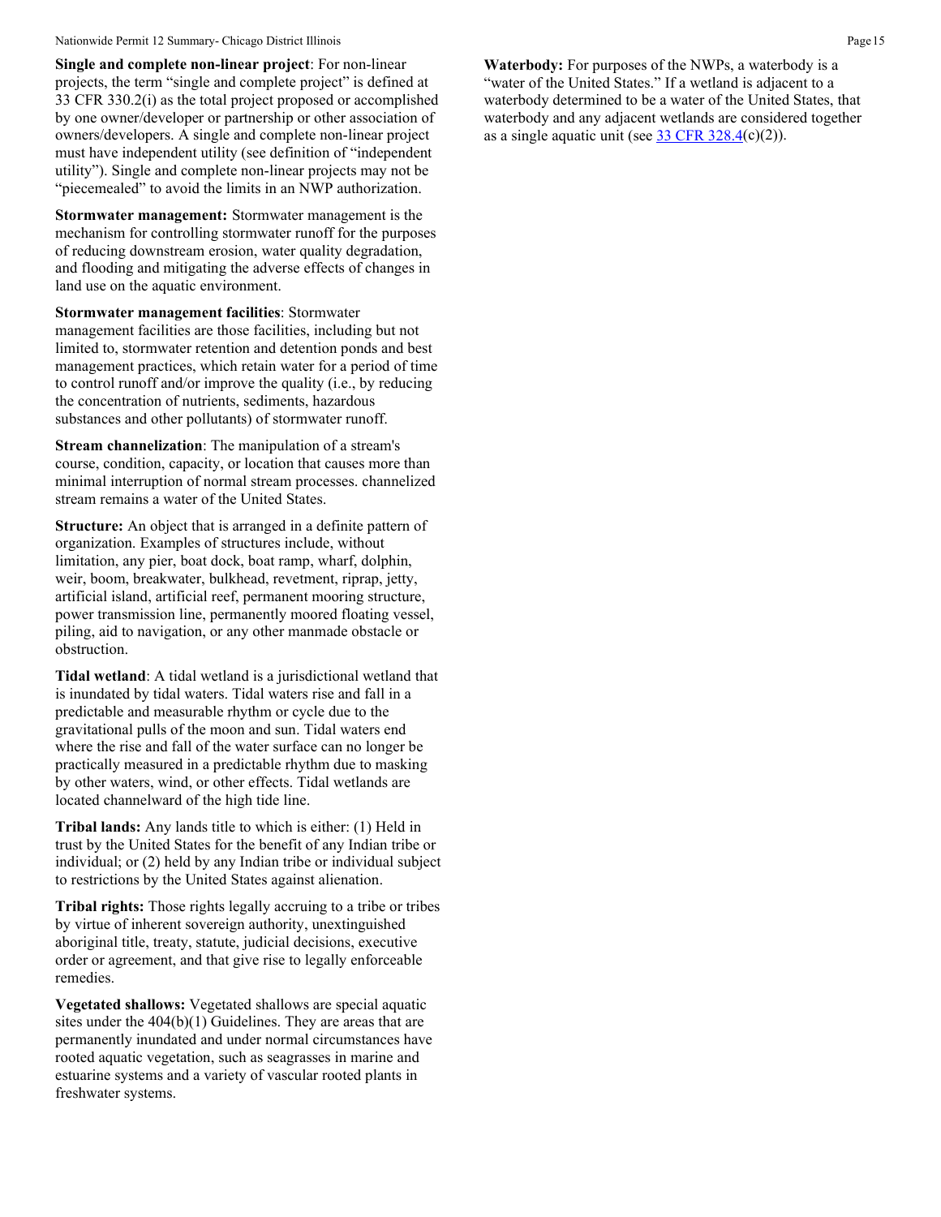**Single and complete non-linear project**: For non-linear projects, the term "single and complete project" is defined at 33 CFR 330.2(i) as the total project proposed or accomplished by one owner/developer or partnership or other association of owners/developers. A single and complete non-linear project must have independent utility (see definition of "independent utility"). Single and complete non-linear projects may not be "piecemealed" to avoid the limits in an NWP authorization.

**Stormwater management:** Stormwater management is the mechanism for controlling stormwater runoff for the purposes of reducing downstream erosion, water quality degradation, and flooding and mitigating the adverse effects of changes in land use on the aquatic environment.

**Stormwater management facilities**: Stormwater management facilities are those facilities, including but not limited to, stormwater retention and detention ponds and best management practices, which retain water for a period of time to control runoff and/or improve the quality (i.e., by reducing the concentration of nutrients, sediments, hazardous substances and other pollutants) of stormwater runoff.

**Stream channelization**: The manipulation of a stream's course, condition, capacity, or location that causes more than minimal interruption of normal stream processes. channelized stream remains a water of the United States.

**Structure:** An object that is arranged in a definite pattern of organization. Examples of structures include, without limitation, any pier, boat dock, boat ramp, wharf, dolphin, weir, boom, breakwater, bulkhead, revetment, riprap, jetty, artificial island, artificial reef, permanent mooring structure, power transmission line, permanently moored floating vessel, piling, aid to navigation, or any other manmade obstacle or obstruction.

**Tidal wetland**: A tidal wetland is a jurisdictional wetland that is inundated by tidal waters. Tidal waters rise and fall in a predictable and measurable rhythm or cycle due to the gravitational pulls of the moon and sun. Tidal waters end where the rise and fall of the water surface can no longer be practically measured in a predictable rhythm due to masking by other waters, wind, or other effects. Tidal wetlands are located channelward of the high tide line.

**Tribal lands:** Any lands title to which is either: (1) Held in trust by the United States for the benefit of any Indian tribe or individual; or (2) held by any Indian tribe or individual subject to restrictions by the United States against alienation.

**Tribal rights:** Those rights legally accruing to a tribe or tribes by virtue of inherent sovereign authority, unextinguished aboriginal title, treaty, statute, judicial decisions, executive order or agreement, and that give rise to legally enforceable remedies.

**Vegetated shallows:** Vegetated shallows are special aquatic sites under the 404(b)(1) Guidelines. They are areas that are permanently inundated and under normal circumstances have rooted aquatic vegetation, such as seagrasses in marine and estuarine systems and a variety of vascular rooted plants in freshwater systems.

**Waterbody:** For purposes of the NWPs, a waterbody is a "water of the United States." If a wetland is adjacent to a waterbody determined to be a water of the United States, that waterbody and any adjacent wetlands are considered together as a single aquatic unit (see 33 CFR 328.4(c)(2)).